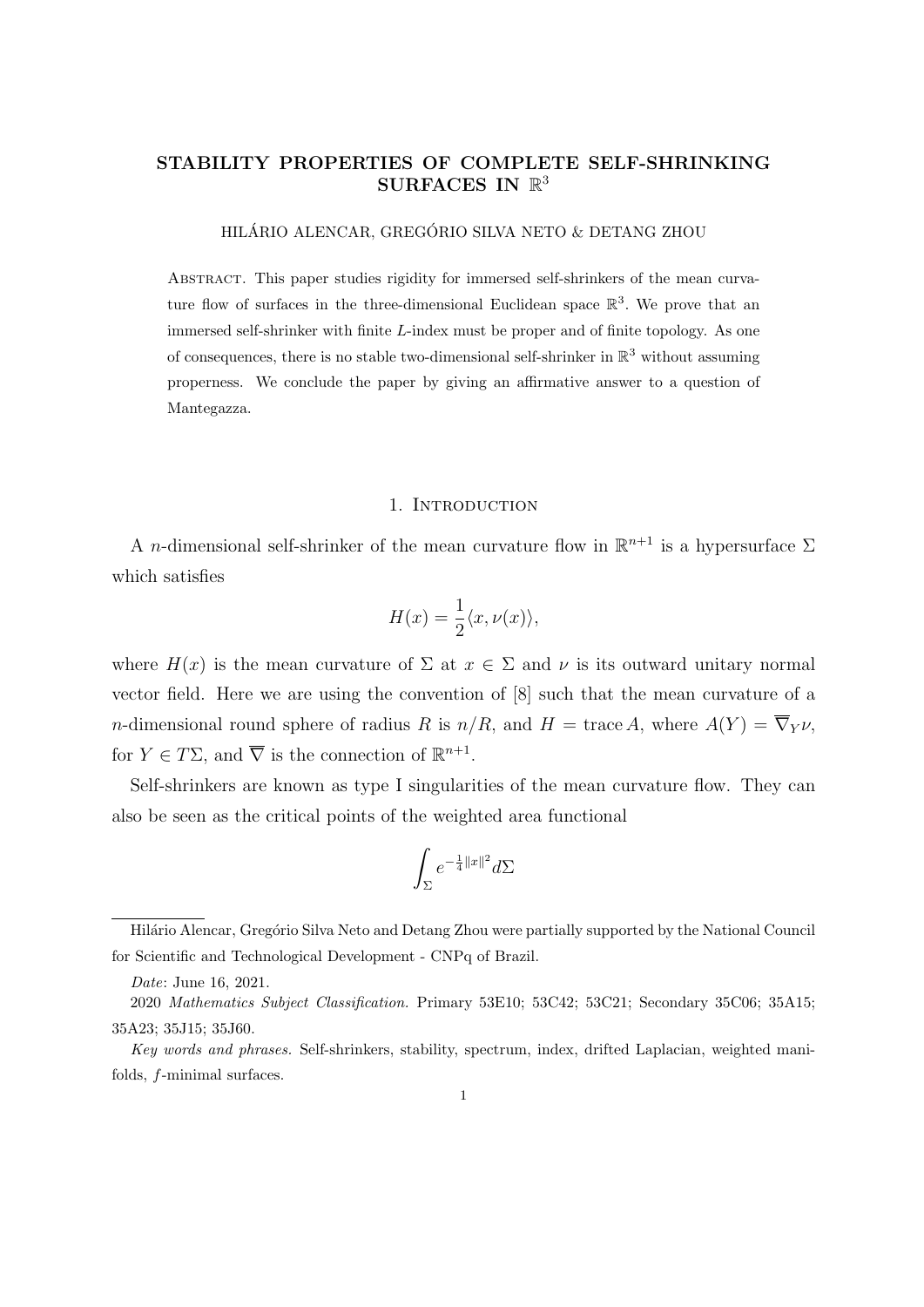# STABILITY PROPERTIES OF COMPLETE SELF-SHRINKING SURFACES IN $\mathbb{R}^3$

HILÁRIO ALENCAR, GREGÓRIO SILVA NETO & DETANG ZHOU

Abstract. This paper studies rigidity for immersed self-shrinkers of the mean curvature flow of surfaces in the three-dimensional Euclidean space $\mathbb{R}^3$. We prove that an immersed self-shrinker with finite $L$-index must be proper and of finite topology. As one of consequences, there is no stable two-dimensional self-shrinker in $\mathbb{R}^3$ without assuming properness. We conclude the paper by giving an affirmative answer to a question of Mantegazza.

## 1. Introduction

A $n$-dimensional self-shrinker of the mean curvature flow in $\mathbb{R}^{n+1}$ is a hypersurface $\Sigma$ which satisfies

$$H(x) = \frac{1}{2}\langle x, \nu(x)\rangle,$$

where $H(x)$ is the mean curvature of $\Sigma$ at $x \in \Sigma$ and $\nu$ is its outward unitary normal vector field. Here we are using the convention of [8] such that the mean curvature of a $n$-dimensional round sphere of radius $R$ is $n/R$, and $H = \operatorname{trace} A$, where $A(Y) = \overline{\nabla}_Y \nu$, for $Y \in T\Sigma$, and $\overline{\nabla}$ is the connection of $\mathbb{R}^{n+1}$.

Self-shrinkers are known as type I singularities of the mean curvature flow. They can also be seen as the critical points of the weighted area functional

$$\int_\Sigma e^{-\frac{1}{4}\|x\|^2} d\Sigma$$

Hilário Alencar, Gregório Silva Neto and Detang Zhou were partially supported by the National Council for Scientific and Technological Development - CNPq of Brazil.

*Date*: June 16, 2021.

2020 *Mathematics Subject Classification.* Primary 53E10; 53C42; 53C21; Secondary 35C06; 35A15; 35A23; 35J15; 35J60.

*Key words and phrases.* Self-shrinkers, stability, spectrum, index, drifted Laplacian, weighted manifolds, $f$-minimal surfaces.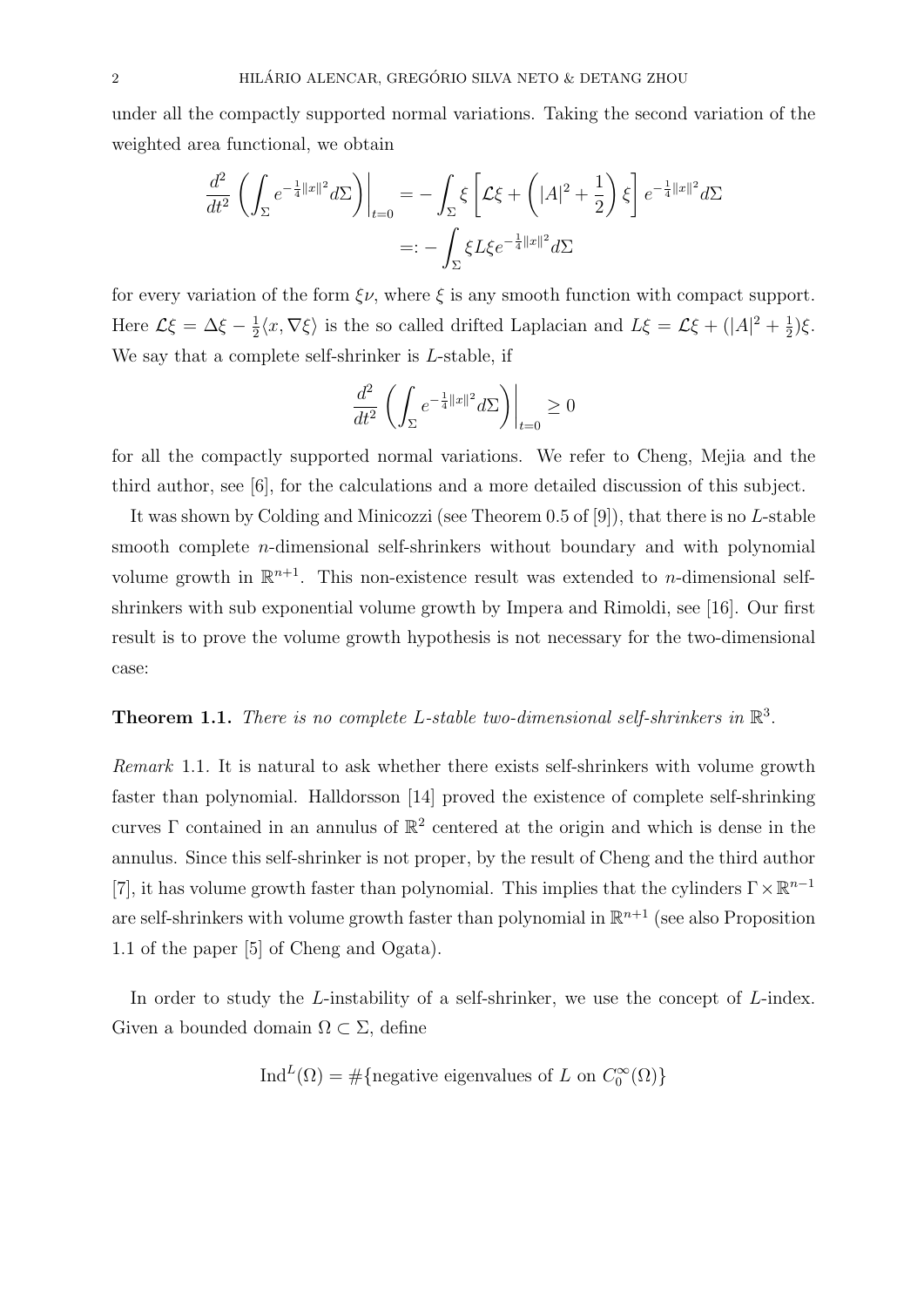under all the compactly supported normal variations. Taking the second variation of the weighted area functional, we obtain

$$
\begin{aligned}
\frac{d^2}{dt^2}\left(\int_\Sigma e^{-\frac{1}{4}\|x\|^2}d\Sigma\right)\bigg|_{t=0} &= -\int_\Sigma \xi\left[\mathcal{L}\xi + \left(|A|^2+\frac{1}{2}\right)\xi\right]e^{-\frac{1}{4}\|x\|^2}d\Sigma\\
&=: -\int_\Sigma \xi L\xi e^{-\frac{1}{4}\|x\|^2}d\Sigma
\end{aligned}
$$

for every variation of the form $\xi\nu$, where $\xi$ is any smooth function with compact support. Here $\mathcal{L}\xi = \Delta\xi - \frac{1}{2}\langle x, \nabla\xi\rangle$ is the so called drifted Laplacian and $L\xi = \mathcal{L}\xi + (|A|^2 + \frac{1}{2})\xi$. We say that a complete self-shrinker is $L$-stable, if

$$
\frac{d^2}{dt^2}\left(\int_\Sigma e^{-\frac{1}{4}\|x\|^2}d\Sigma\right)\bigg|_{t=0} \geq 0
$$

for all the compactly supported normal variations. We refer to Cheng, Mejia and the third author, see [6], for the calculations and a more detailed discussion of this subject.

It was shown by Colding and Minicozzi (see Theorem 0.5 of [9]), that there is no $L$-stable smooth complete $n$-dimensional self-shrinkers without boundary and with polynomial volume growth in $\mathbb{R}^{n+1}$. This non-existence result was extended to $n$-dimensional self-shrinkers with sub exponential volume growth by Impera and Rimoldi, see [16]. Our first result is to prove the volume growth hypothesis is not necessary for the two-dimensional case:

**Theorem 1.1.** *There is no complete $L$-stable two-dimensional self-shrinkers in $\mathbb{R}^3$.*

*Remark* 1.1. It is natural to ask whether there exists self-shrinkers with volume growth faster than polynomial. Halldorsson [14] proved the existence of complete self-shrinking curves $\Gamma$ contained in an annulus of $\mathbb{R}^2$ centered at the origin and which is dense in the annulus. Since this self-shrinker is not proper, by the result of Cheng and the third author [7], it has volume growth faster than polynomial. This implies that the cylinders $\Gamma\times\mathbb{R}^{n-1}$ are self-shrinkers with volume growth faster than polynomial in $\mathbb{R}^{n+1}$ (see also Proposition 1.1 of the paper [5] of Cheng and Ogata).

In order to study the $L$-instability of a self-shrinker, we use the concept of $L$-index. Given a bounded domain $\Omega\subset\Sigma$, define

$$
\mathrm{Ind}^L(\Omega) = \#\{\text{negative eigenvalues of } L \text{ on } C_0^\infty(\Omega)\}
$$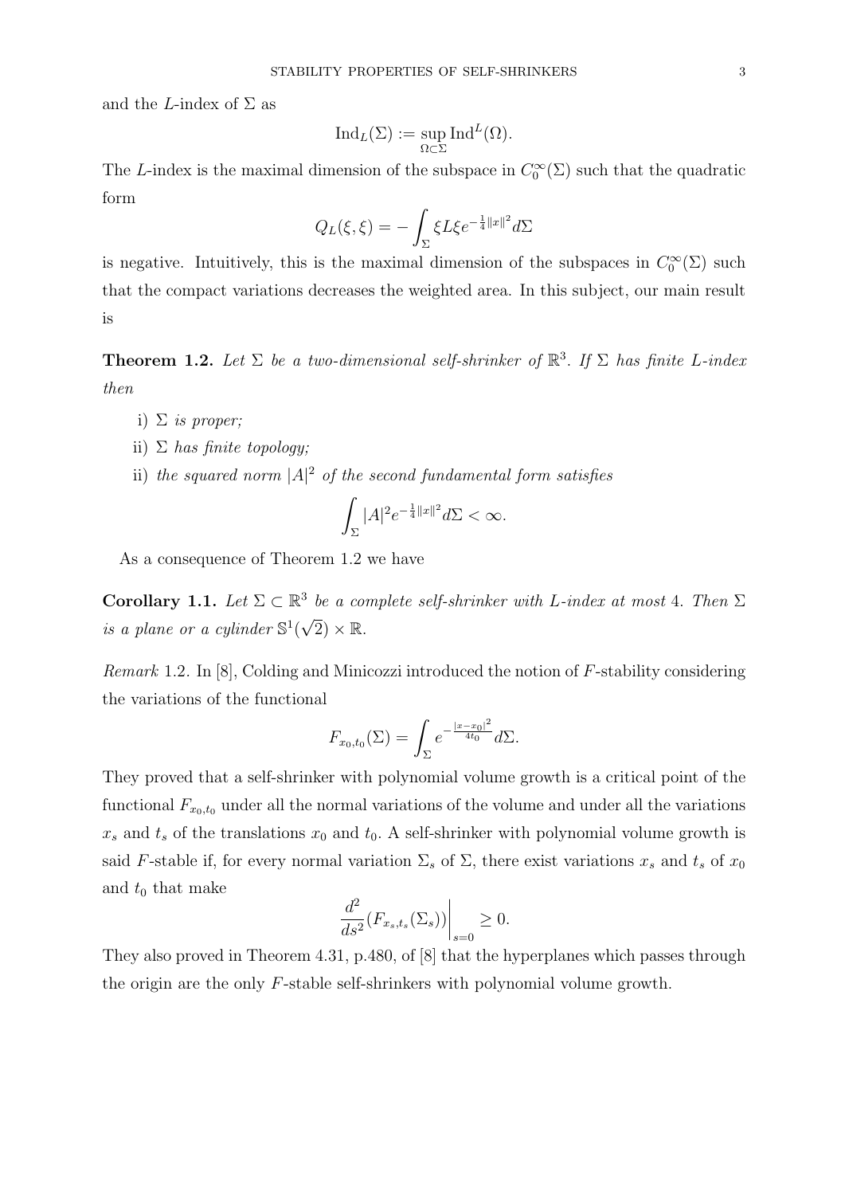and the $L$-index of $\Sigma$ as

$$\mathrm{Ind}_L(\Sigma) := \sup_{\Omega\subset\Sigma} \mathrm{Ind}^L(\Omega).$$

The $L$-index is the maximal dimension of the subspace in $C_0^\infty(\Sigma)$ such that the quadratic form

$$Q_L(\xi,\xi) = -\int_\Sigma \xi L\xi e^{-\frac{1}{4}\|x\|^2} d\Sigma$$

is negative. Intuitively, this is the maximal dimension of the subspaces in $C_0^\infty(\Sigma)$ such that the compact variations decreases the weighted area. In this subject, our main result is

**Theorem 1.2.** *Let $\Sigma$ be a two-dimensional self-shrinker of $\mathbb{R}^3$. If $\Sigma$ has finite $L$-index then*

i) *$\Sigma$ is proper;*

ii) *$\Sigma$ has finite topology;*

ii) *the squared norm $|A|^2$ of the second fundamental form satisfies*

$$\int_\Sigma |A|^2 e^{-\frac{1}{4}\|x\|^2} d\Sigma < \infty.$$

As a consequence of Theorem 1.2 we have

**Corollary 1.1.** *Let $\Sigma \subset \mathbb{R}^3$ be a complete self-shrinker with $L$-index at most 4. Then $\Sigma$ is a plane or a cylinder $\mathbb{S}^1(\sqrt{2}) \times \mathbb{R}$.*

*Remark* 1.2. In [8], Colding and Minicozzi introduced the notion of $F$-stability considering the variations of the functional

$$F_{x_0,t_0}(\Sigma) = \int_\Sigma e^{-\frac{|x-x_0|^2}{4t_0}} d\Sigma.$$

They proved that a self-shrinker with polynomial volume growth is a critical point of the functional $F_{x_0,t_0}$ under all the normal variations of the volume and under all the variations $x_s$ and $t_s$ of the translations $x_0$ and $t_0$. A self-shrinker with polynomial volume growth is said $F$-stable if, for every normal variation $\Sigma_s$ of $\Sigma$, there exist variations $x_s$ and $t_s$ of $x_0$ and $t_0$ that make

$$\left.\frac{d^2}{ds^2}(F_{x_s,t_s}(\Sigma_s))\right|_{s=0} \geq 0.$$

They also proved in Theorem 4.31, p.480, of [8] that the hyperplanes which passes through the origin are the only $F$-stable self-shrinkers with polynomial volume growth.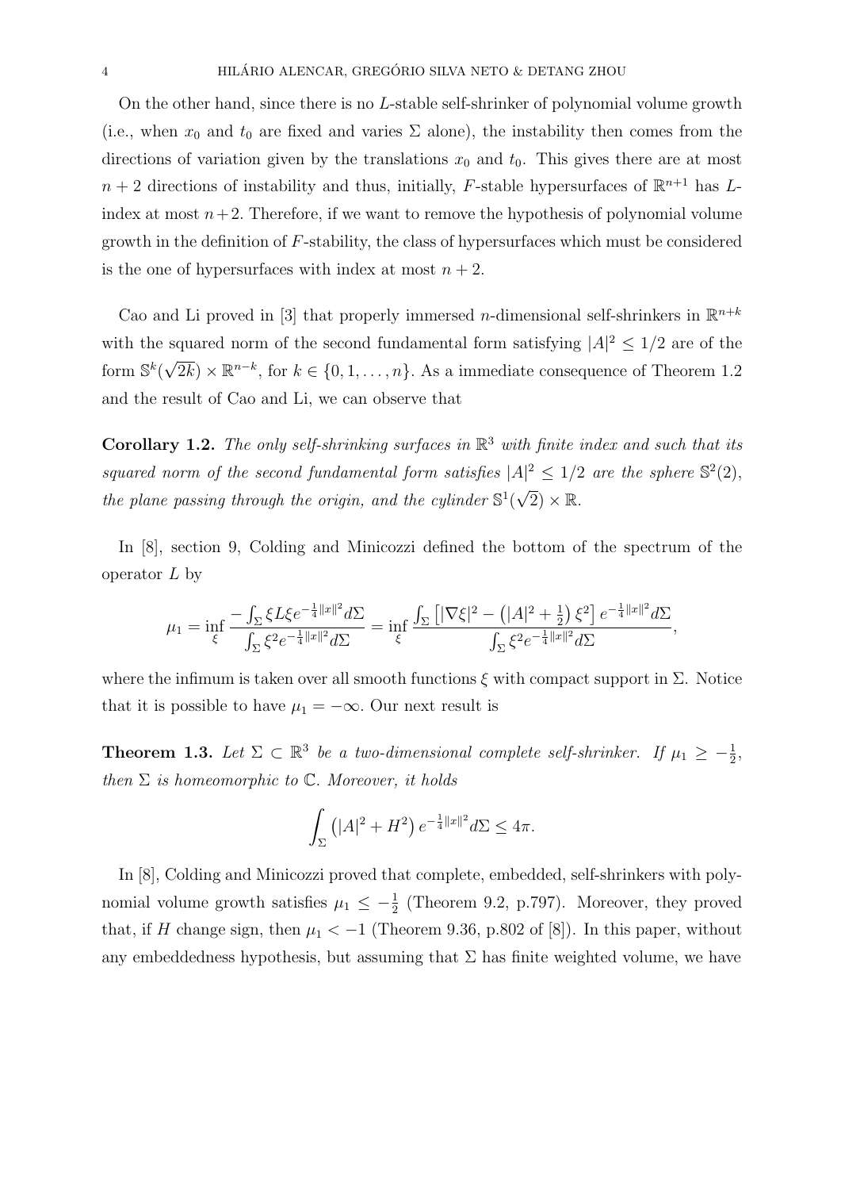On the other hand, since there is no $L$-stable self-shrinker of polynomial volume growth (i.e., when $x_0$ and $t_0$ are fixed and varies $\Sigma$ alone), the instability then comes from the directions of variation given by the translations $x_0$ and $t_0$. This gives there are at most $n+2$ directions of instability and thus, initially, $F$-stable hypersurfaces of $\mathbb{R}^{n+1}$ has $L$-index at most $n+2$. Therefore, if we want to remove the hypothesis of polynomial volume growth in the definition of $F$-stability, the class of hypersurfaces which must be considered is the one of hypersurfaces with index at most $n+2$.

Cao and Li proved in [3] that properly immersed $n$-dimensional self-shrinkers in $\mathbb{R}^{n+k}$ with the squared norm of the second fundamental form satisfying $|A|^2 \leq 1/2$ are of the form $\mathbb{S}^k(\sqrt{2k}) \times \mathbb{R}^{n-k}$, for $k \in \{0, 1, \ldots, n\}$. As a immediate consequence of Theorem 1.2 and the result of Cao and Li, we can observe that

**Corollary 1.2.** *The only self-shrinking surfaces in $\mathbb{R}^3$ with finite index and such that its squared norm of the second fundamental form satisfies $|A|^2 \leq 1/2$ are the sphere $\mathbb{S}^2(2)$, the plane passing through the origin, and the cylinder $\mathbb{S}^1(\sqrt{2}) \times \mathbb{R}$.*

In [8], section 9, Colding and Minicozzi defined the bottom of the spectrum of the operator $L$ by

$$\mu_1 = \inf_{\xi} \frac{-\int_\Sigma \xi L \xi e^{-\frac{1}{4}\|x\|^2} d\Sigma}{\int_\Sigma \xi^2 e^{-\frac{1}{4}\|x\|^2} d\Sigma} = \inf_{\xi} \frac{\int_\Sigma \left[|\nabla \xi|^2 - \left(|A|^2 + \frac{1}{2}\right)\xi^2\right] e^{-\frac{1}{4}\|x\|^2} d\Sigma}{\int_\Sigma \xi^2 e^{-\frac{1}{4}\|x\|^2} d\Sigma},$$

where the infimum is taken over all smooth functions $\xi$ with compact support in $\Sigma$. Notice that it is possible to have $\mu_1 = -\infty$. Our next result is

**Theorem 1.3.** *Let $\Sigma \subset \mathbb{R}^3$ be a two-dimensional complete self-shrinker. If $\mu_1 \geq -\frac{1}{2}$, then $\Sigma$ is homeomorphic to $\mathbb{C}$. Moreover, it holds*

$$\int_\Sigma \left(|A|^2 + H^2\right) e^{-\frac{1}{4}\|x\|^2} d\Sigma \leq 4\pi.$$

In [8], Colding and Minicozzi proved that complete, embedded, self-shrinkers with polynomial volume growth satisfies $\mu_1 \leq -\frac{1}{2}$ (Theorem 9.2, p.797). Moreover, they proved that, if $H$ change sign, then $\mu_1 < -1$ (Theorem 9.36, p.802 of [8]). In this paper, without any embeddedness hypothesis, but assuming that $\Sigma$ has finite weighted volume, we have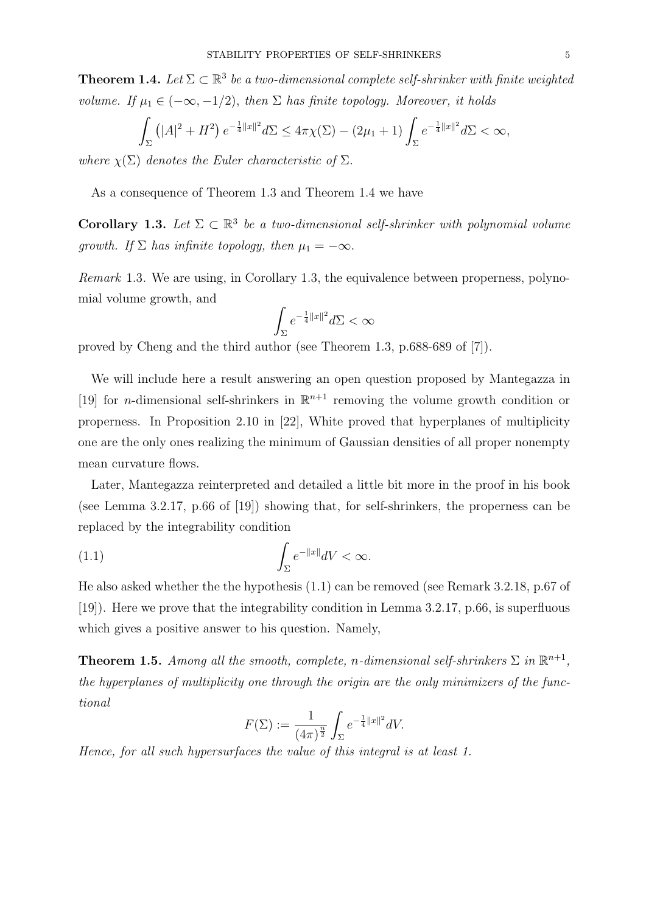**Theorem 1.4.** *Let $\Sigma \subset \mathbb{R}^3$ be a two-dimensional complete self-shrinker with finite weighted volume. If $\mu_1 \in (-\infty, -1/2)$, then $\Sigma$ has finite topology. Moreover, it holds*

$$\int_\Sigma \left(|A|^2 + H^2\right) e^{-\frac{1}{4}\|x\|^2} d\Sigma \leq 4\pi\chi(\Sigma) - (2\mu_1 + 1) \int_\Sigma e^{-\frac{1}{4}\|x\|^2} d\Sigma < \infty,$$

*where $\chi(\Sigma)$ denotes the Euler characteristic of $\Sigma$.*

As a consequence of Theorem 1.3 and Theorem 1.4 we have

**Corollary 1.3.** *Let $\Sigma \subset \mathbb{R}^3$ be a two-dimensional self-shrinker with polynomial volume growth. If $\Sigma$ has infinite topology, then $\mu_1 = -\infty$.*

*Remark* 1.3. We are using, in Corollary 1.3, the equivalence between properness, polynomial volume growth, and

$$\int_\Sigma e^{-\frac{1}{4}\|x\|^2} d\Sigma < \infty$$

proved by Cheng and the third author (see Theorem 1.3, p.688-689 of [7]).

We will include here a result answering an open question proposed by Mantegazza in [19] for $n$-dimensional self-shrinkers in $\mathbb{R}^{n+1}$ removing the volume growth condition or properness. In Proposition 2.10 in [22], White proved that hyperplanes of multiplicity one are the only ones realizing the minimum of Gaussian densities of all proper nonempty mean curvature flows.

Later, Mantegazza reinterpreted and detailed a little bit more in the proof in his book (see Lemma 3.2.17, p.66 of [19]) showing that, for self-shrinkers, the properness can be replaced by the integrability condition

$$\int_\Sigma e^{-\|x\|} dV < \infty. \tag{1.1}$$

He also asked whether the the hypothesis (1.1) can be removed (see Remark 3.2.18, p.67 of [19]). Here we prove that the integrability condition in Lemma 3.2.17, p.66, is superfluous which gives a positive answer to his question. Namely,

**Theorem 1.5.** *Among all the smooth, complete, $n$-dimensional self-shrinkers $\Sigma$ in $\mathbb{R}^{n+1}$, the hyperplanes of multiplicity one through the origin are the only minimizers of the functional*

$$F(\Sigma) := \frac{1}{(4\pi)^{\frac{n}{2}}} \int_\Sigma e^{-\frac{1}{4}\|x\|^2} dV.$$

*Hence, for all such hypersurfaces the value of this integral is at least 1.*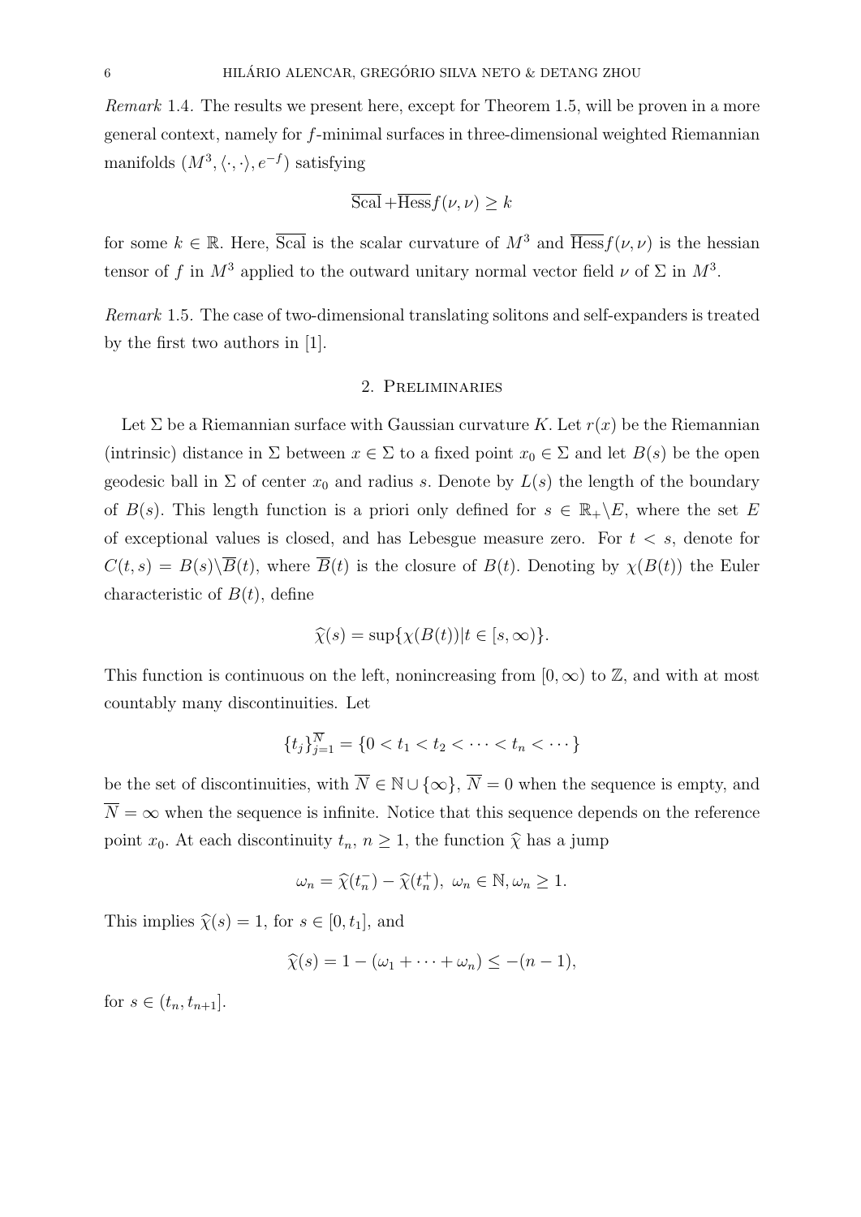*Remark* 1.4. The results we present here, except for Theorem 1.5, will be proven in a more general context, namely for $f$-minimal surfaces in three-dimensional weighted Riemannian manifolds $(M^3, \langle\cdot,\cdot\rangle, e^{-f})$ satisfying

$$\overline{\mathrm{Scal}} + \overline{\mathrm{Hess}} f(\nu,\nu) \geq k$$

for some $k \in \mathbb{R}$. Here, $\overline{\mathrm{Scal}}$ is the scalar curvature of $M^3$ and $\overline{\mathrm{Hess}} f(\nu,\nu)$ is the hessian tensor of $f$ in $M^3$ applied to the outward unitary normal vector field $\nu$ of $\Sigma$ in $M^3$.

*Remark* 1.5. The case of two-dimensional translating solitons and self-expanders is treated by the first two authors in [1].

## 2. Preliminaries

Let $\Sigma$ be a Riemannian surface with Gaussian curvature $K$. Let $r(x)$ be the Riemannian (intrinsic) distance in $\Sigma$ between $x \in \Sigma$ to a fixed point $x_0 \in \Sigma$ and let $B(s)$ be the open geodesic ball in $\Sigma$ of center $x_0$ and radius $s$. Denote by $L(s)$ the length of the boundary of $B(s)$. This length function is a priori only defined for $s \in \mathbb{R}_+ \backslash E$, where the set $E$ of exceptional values is closed, and has Lebesgue measure zero. For $t < s$, denote for $C(t,s) = B(s) \backslash \overline{B}(t)$, where $\overline{B}(t)$ is the closure of $B(t)$. Denoting by $\chi(B(t))$ the Euler characteristic of $B(t)$, define

$$\widehat{\chi}(s) = \sup\{\chi(B(t)) | t \in [s,\infty)\}.$$

This function is continuous on the left, nonincreasing from $[0,\infty)$ to $\mathbb{Z}$, and with at most countably many discontinuities. Let

$$\{t_j\}_{j=1}^{\overline{N}} = \{0 < t_1 < t_2 < \cdots < t_n < \cdots\}$$

be the set of discontinuities, with $\overline{N} \in \mathbb{N} \cup \{\infty\}$, $\overline{N} = 0$ when the sequence is empty, and $\overline{N} = \infty$ when the sequence is infinite. Notice that this sequence depends on the reference point $x_0$. At each discontinuity $t_n$, $n \geq 1$, the function $\widehat{\chi}$ has a jump

$$\omega_n = \widehat{\chi}(t_n^-) - \widehat{\chi}(t_n^+), \ \omega_n \in \mathbb{N}, \omega_n \geq 1.$$

This implies $\widehat{\chi}(s) = 1$, for $s \in [0, t_1]$, and

$$\widehat{\chi}(s) = 1 - (\omega_1 + \cdots + \omega_n) \leq -(n-1),$$

for $s \in (t_n, t_{n+1}]$.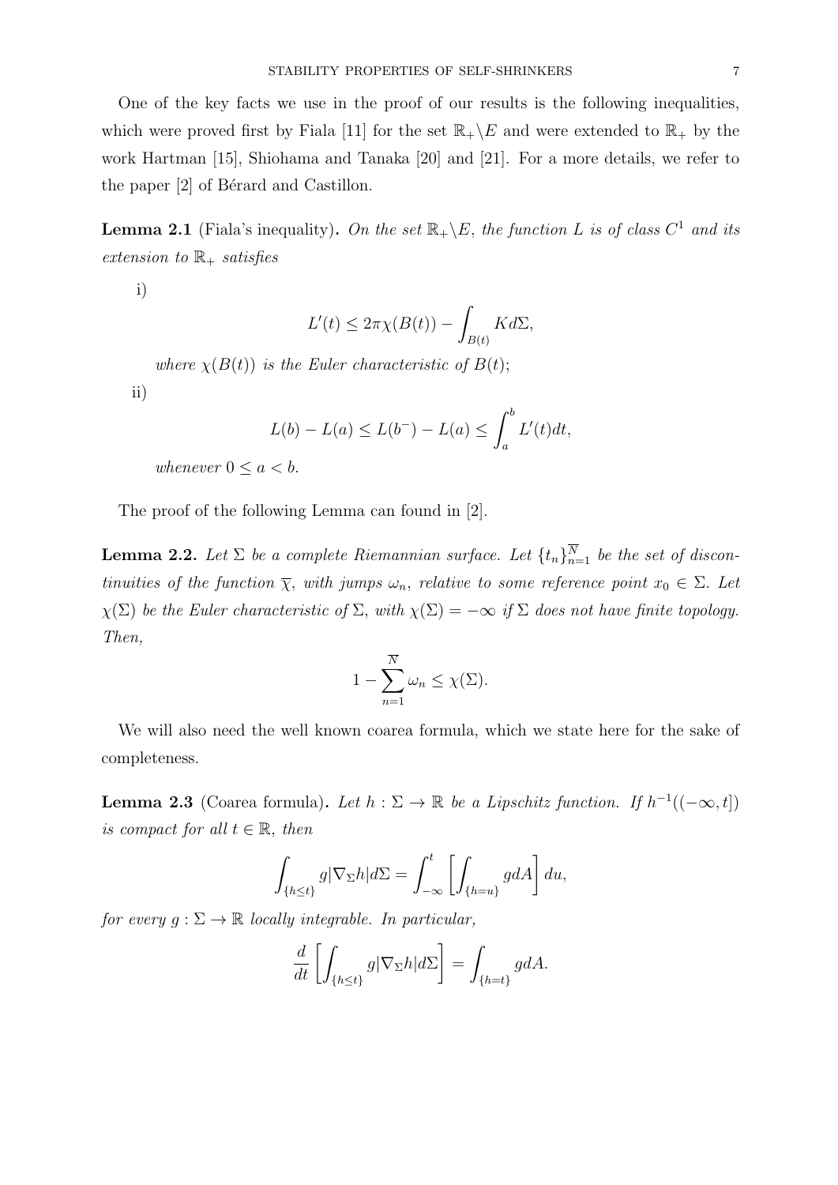One of the key facts we use in the proof of our results is the following inequalities, which were proved first by Fiala [11] for the set $\mathbb{R}_+\backslash E$ and were extended to $\mathbb{R}_+$ by the work Hartman [15], Shiohama and Tanaka [20] and [21]. For a more details, we refer to the paper [2] of Bérard and Castillon.

**Lemma 2.1** (Fiala's inequality)**.** *On the set $\mathbb{R}_+\backslash E$, the function $L$ is of class $C^1$ and its extension to $\mathbb{R}_+$ satisfies*

i)

$$L'(t) \leq 2\pi\chi(B(t)) - \int_{B(t)} K d\Sigma,$$

*where $\chi(B(t))$ is the Euler characteristic of $B(t)$;*

ii)

$$L(b) - L(a) \leq L(b^-) - L(a) \leq \int_a^b L'(t)dt,$$

*whenever $0 \leq a < b$.*

The proof of the following Lemma can found in [2].

**Lemma 2.2.** *Let $\Sigma$ be a complete Riemannian surface. Let $\{t_n\}_{n=1}^{\overline{N}}$ be the set of discontinuities of the function $\overline{\chi}$, with jumps $\omega_n$, relative to some reference point $x_0 \in \Sigma$. Let $\chi(\Sigma)$ be the Euler characteristic of $\Sigma$, with $\chi(\Sigma) = -\infty$ if $\Sigma$ does not have finite topology. Then,*

$$1 - \sum_{n=1}^{\overline{N}} \omega_n \leq \chi(\Sigma).$$

We will also need the well known coarea formula, which we state here for the sake of completeness.

**Lemma 2.3** (Coarea formula)**.** *Let $h : \Sigma \to \mathbb{R}$ be a Lipschitz function. If $h^{-1}((-\infty, t])$ is compact for all $t \in \mathbb{R}$, then*

$$\int_{\{h \leq t\}} g|\nabla_\Sigma h| d\Sigma = \int_{-\infty}^{t} \left[ \int_{\{h=u\}} g dA \right] du,$$

*for every $g : \Sigma \to \mathbb{R}$ locally integrable. In particular,*

$$\frac{d}{dt}\left[ \int_{\{h \leq t\}} g|\nabla_\Sigma h| d\Sigma \right] = \int_{\{h=t\}} g dA.$$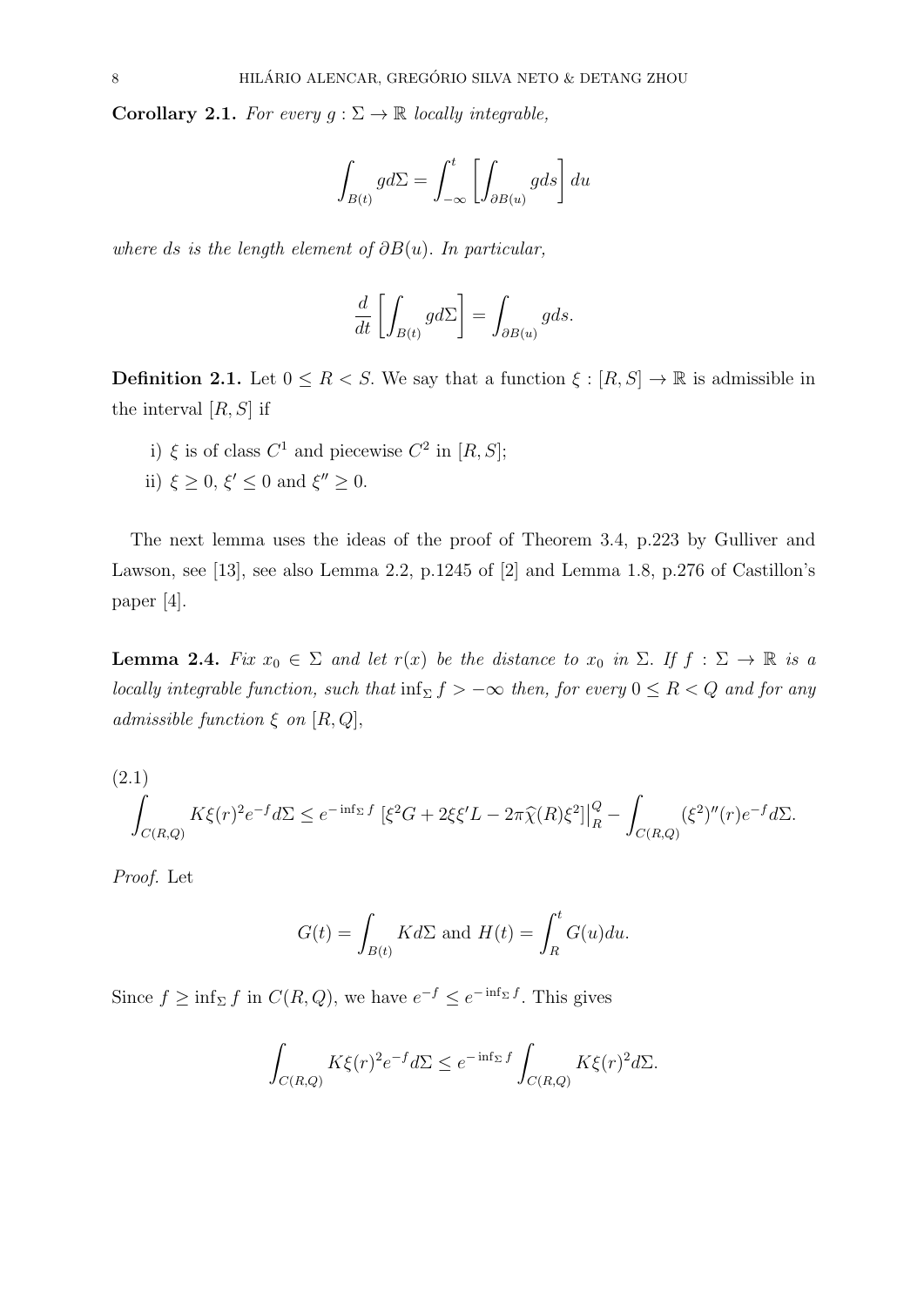**Corollary 2.1.** *For every $g : \Sigma \to \mathbb{R}$ locally integrable,*

$$\int_{B(t)} g d\Sigma = \int_{-\infty}^{t} \left[ \int_{\partial B(u)} g ds \right] du$$

*where $ds$ is the length element of $\partial B(u)$. In particular,*

$$\frac{d}{dt} \left[ \int_{B(t)} g d\Sigma \right] = \int_{\partial B(u)} g ds.$$

**Definition 2.1.** Let $0 \leq R < S$. We say that a function $\xi : [R, S] \to \mathbb{R}$ is admissible in the interval $[R, S]$ if

i) $\xi$ is of class $C^1$ and piecewise $C^2$ in $[R, S]$;
ii) $\xi \geq 0$, $\xi' \leq 0$ and $\xi'' \geq 0$.

The next lemma uses the ideas of the proof of Theorem 3.4, p.223 by Gulliver and Lawson, see [13], see also Lemma 2.2, p.1245 of [2] and Lemma 1.8, p.276 of Castillon's paper [4].

**Lemma 2.4.** *Fix $x_0 \in \Sigma$ and let $r(x)$ be the distance to $x_0$ in $\Sigma$. If $f : \Sigma \to \mathbb{R}$ is a locally integrable function, such that $\inf_\Sigma f > -\infty$ then, for every $0 \leq R < Q$ and for any admissible function $\xi$ on $[R, Q]$,*

$$\int_{C(R,Q)} K\xi(r)^2 e^{-f} d\Sigma \leq e^{-\inf_\Sigma f} \left[ \xi^2 G + 2\xi\xi' L - 2\pi\widehat{\chi}(R)\xi^2 \right] \Big|_R^Q - \int_{C(R,Q)} (\xi^2)''(r) e^{-f} d\Sigma. \tag{2.1}$$

*Proof.* Let

$$G(t) = \int_{B(t)} K d\Sigma \text{ and } H(t) = \int_R^t G(u) du.$$

Since $f \geq \inf_\Sigma f$ in $C(R, Q)$, we have $e^{-f} \leq e^{-\inf_\Sigma f}$. This gives

$$\int_{C(R,Q)} K\xi(r)^2 e^{-f} d\Sigma \leq e^{-\inf_\Sigma f} \int_{C(R,Q)} K\xi(r)^2 d\Sigma.$$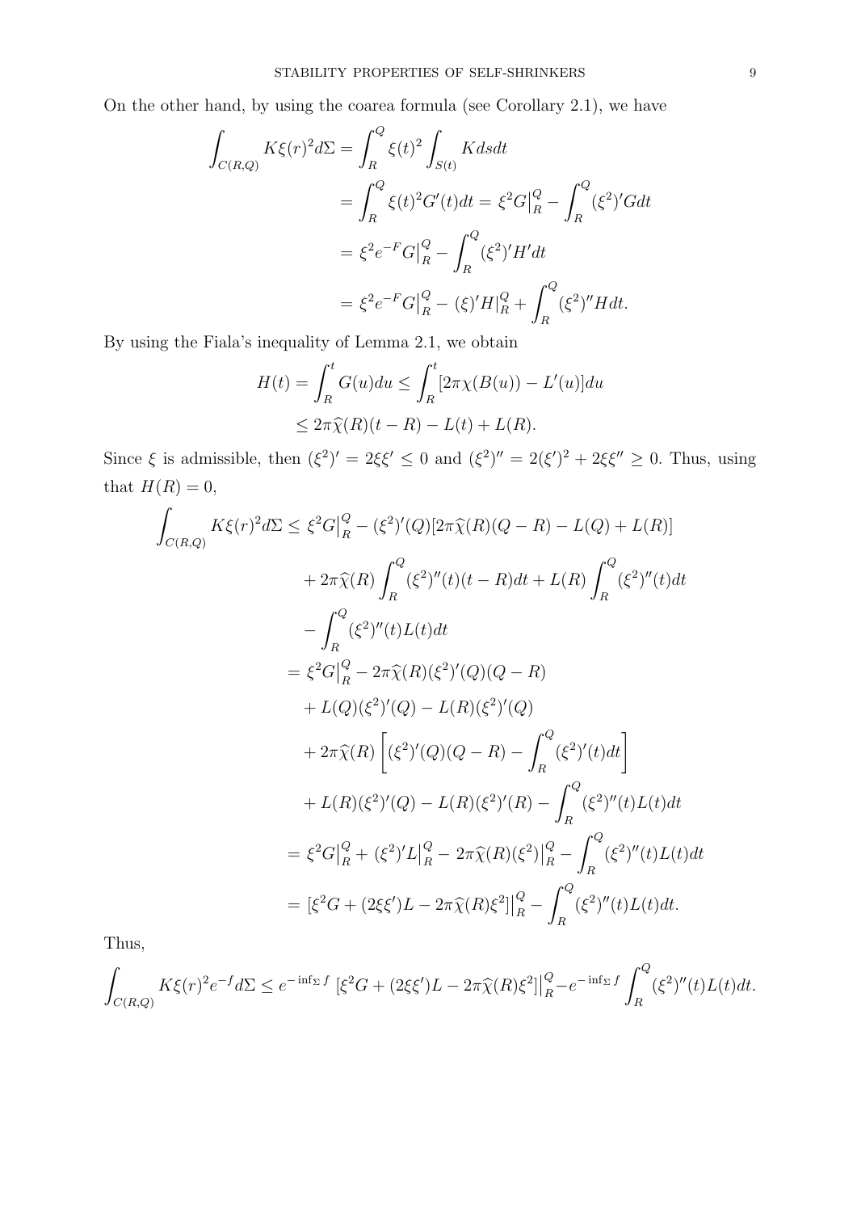On the other hand, by using the coarea formula (see Corollary 2.1), we have

$$
\begin{aligned}
\int_{C(R,Q)} K\xi(r)^2 d\Sigma &= \int_R^Q \xi(t)^2 \int_{S(t)} K ds dt \\
&= \int_R^Q \xi(t)^2 G'(t) dt = \xi^2 G\big|_R^Q - \int_R^Q (\xi^2)' G dt \\
&= \xi^2 e^{-F} G\big|_R^Q - \int_R^Q (\xi^2)' H' dt \\
&= \xi^2 e^{-F} G\big|_R^Q - (\xi)' H|_R^Q + \int_R^Q (\xi^2)'' H dt.
\end{aligned}
$$

By using the Fiala's inequality of Lemma 2.1, we obtain

$$
\begin{aligned}
H(t) = \int_R^t G(u) du &\leq \int_R^t [2\pi\chi(B(u)) - L'(u)] du \\
&\leq 2\pi\widehat{\chi}(R)(t-R) - L(t) + L(R).
\end{aligned}
$$

Since $\xi$ is admissible, then $(\xi^2)' = 2\xi\xi' \leq 0$ and $(\xi^2)'' = 2(\xi')^2 + 2\xi\xi'' \geq 0$. Thus, using that $H(R) = 0$,

$$
\begin{aligned}
\int_{C(R,Q)} K\xi(r)^2 d\Sigma &\leq \xi^2 G\big|_R^Q - (\xi^2)'(Q)[2\pi\widehat{\chi}(R)(Q-R) - L(Q) + L(R)] \\
&\quad + 2\pi\widehat{\chi}(R) \int_R^Q (\xi^2)''(t)(t-R) dt + L(R) \int_R^Q (\xi^2)''(t) dt \\
&\quad - \int_R^Q (\xi^2)''(t) L(t) dt \\
&= \xi^2 G\big|_R^Q - 2\pi\widehat{\chi}(R)(\xi^2)'(Q)(Q-R) \\
&\quad + L(Q)(\xi^2)'(Q) - L(R)(\xi^2)'(Q) \\
&\quad + 2\pi\widehat{\chi}(R)\left[(\xi^2)'(Q)(Q-R) - \int_R^Q (\xi^2)'(t) dt\right] \\
&\quad + L(R)(\xi^2)'(Q) - L(R)(\xi^2)'(R) - \int_R^Q (\xi^2)''(t) L(t) dt \\
&= \xi^2 G\big|_R^Q + (\xi^2)' L\big|_R^Q - 2\pi\widehat{\chi}(R)(\xi^2)\big|_R^Q - \int_R^Q (\xi^2)''(t) L(t) dt \\
&= [\xi^2 G + (2\xi\xi')L - 2\pi\widehat{\chi}(R)\xi^2]\big|_R^Q - \int_R^Q (\xi^2)''(t) L(t) dt.
\end{aligned}
$$

Thus,

$$
\int_{C(R,Q)} K\xi(r)^2 e^{-f} d\Sigma \leq e^{-\inf_\Sigma f} [\xi^2 G + (2\xi\xi')L - 2\pi\widehat{\chi}(R)\xi^2]\big|_R^Q - e^{-\inf_\Sigma f} \int_R^Q (\xi^2)''(t) L(t) dt.
$$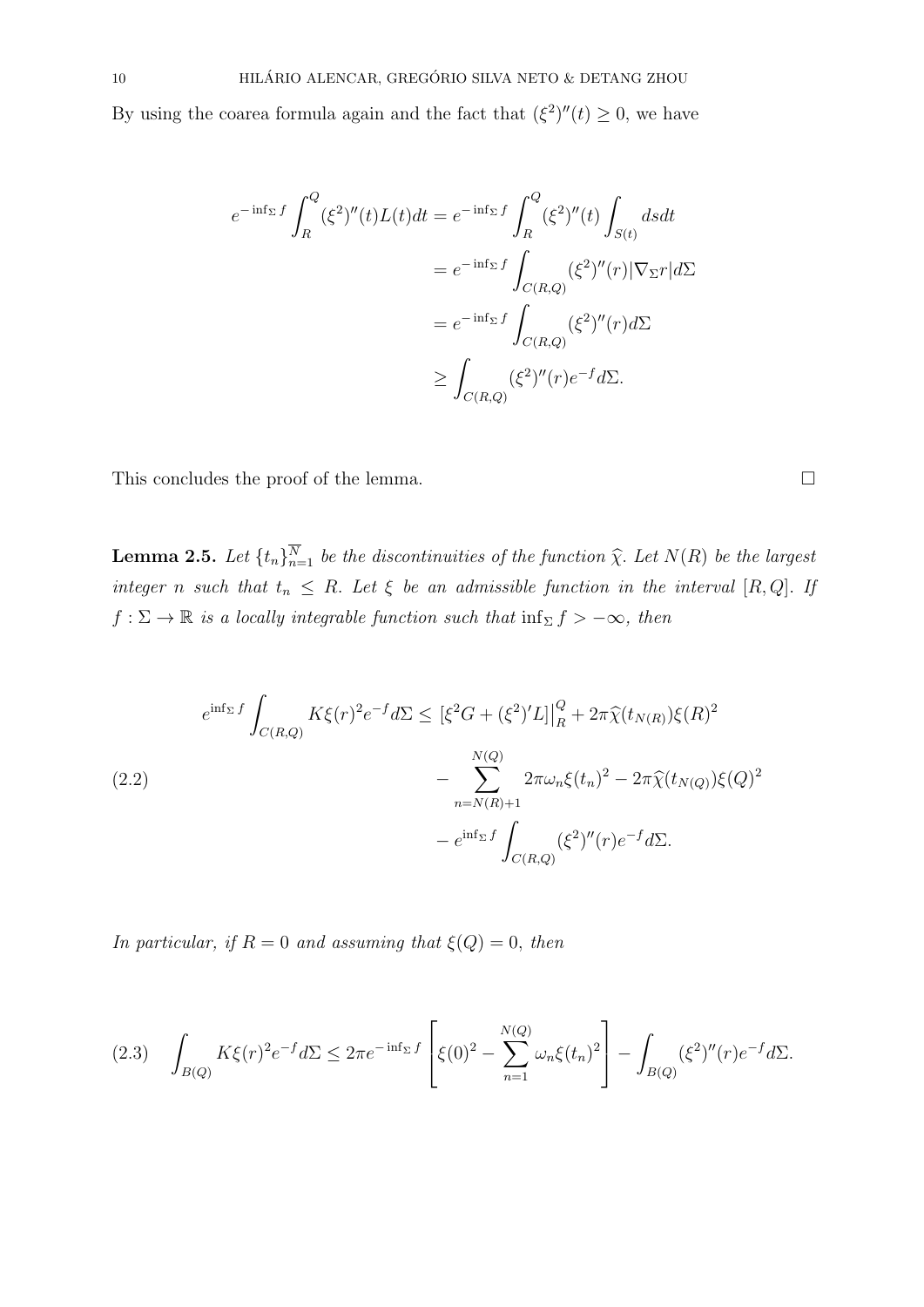By using the coarea formula again and the fact that $(\xi^2)''(t) \geq 0$, we have

$$
\begin{aligned}
e^{-\inf_\Sigma f} \int_R^Q (\xi^2)''(t) L(t) dt &= e^{-\inf_\Sigma f} \int_R^Q (\xi^2)''(t) \int_{S(t)} ds dt \\
&= e^{-\inf_\Sigma f} \int_{C(R,Q)} (\xi^2)''(r) |\nabla_\Sigma r| d\Sigma \\
&= e^{-\inf_\Sigma f} \int_{C(R,Q)} (\xi^2)''(r) d\Sigma \\
&\geq \int_{C(R,Q)} (\xi^2)''(r) e^{-f} d\Sigma.
\end{aligned}
$$

This concludes the proof of the lemma. $\square$

**Lemma 2.5.** *Let $\{t_n\}_{n=1}^{\overline{N}}$ be the discontinuities of the function $\widehat{\chi}$. Let $N(R)$ be the largest integer $n$ such that $t_n \leq R$. Let $\xi$ be an admissible function in the interval $[R, Q]$. If $f : \Sigma \to \mathbb{R}$ is a locally integrable function such that $\inf_\Sigma f > -\infty$, then*

$$
\begin{aligned}
e^{\inf_\Sigma f} \int_{C(R,Q)} K \xi(r)^2 e^{-f} d\Sigma \leq{}& \left[\xi^2 G + (\xi^2)' L\right]\Big|_R^Q + 2\pi \widehat{\chi}(t_{N(R)}) \xi(R)^2 \\
& - \sum_{n=N(R)+1}^{N(Q)} 2\pi \omega_n \xi(t_n)^2 - 2\pi \widehat{\chi}(t_{N(Q)}) \xi(Q)^2 \\
& - e^{\inf_\Sigma f} \int_{C(R,Q)} (\xi^2)''(r) e^{-f} d\Sigma.
\end{aligned}
\tag{2.2}
$$

*In particular, if $R = 0$ and assuming that $\xi(Q) = 0$, then*

$$
\int_{B(Q)} K \xi(r)^2 e^{-f} d\Sigma \leq 2\pi e^{-\inf_\Sigma f} \left[ \xi(0)^2 - \sum_{n=1}^{N(Q)} \omega_n \xi(t_n)^2 \right] - \int_{B(Q)} (\xi^2)''(r) e^{-f} d\Sigma. \tag{2.3}
$$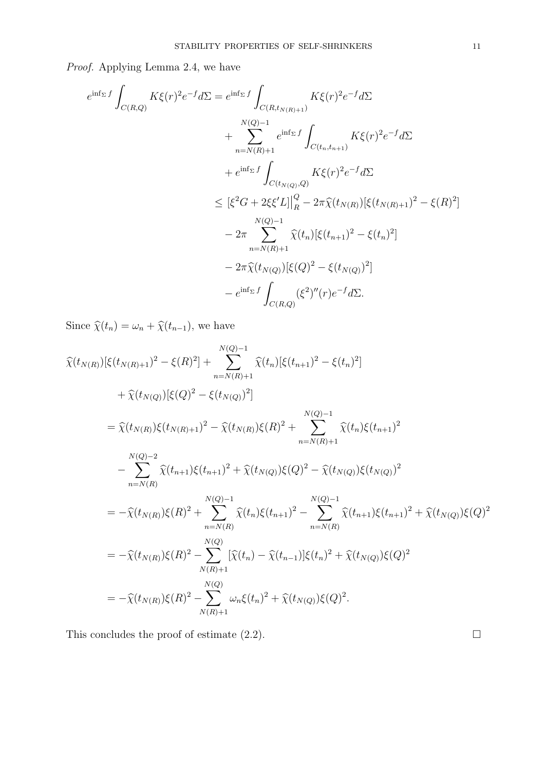*Proof.* Applying Lemma 2.4, we have

$$
\begin{aligned}
e^{\inf_\Sigma f}\int_{C(R,Q)} K\xi(r)^2 e^{-f} d\Sigma &= e^{\inf_\Sigma f}\int_{C(R,t_{N(R)+1})} K\xi(r)^2 e^{-f} d\Sigma \\
&\quad + \sum_{n=N(R)+1}^{N(Q)-1} e^{\inf_\Sigma f}\int_{C(t_n,t_{n+1})} K\xi(r)^2 e^{-f} d\Sigma \\
&\quad + e^{\inf_\Sigma f}\int_{C(t_{N(Q)},Q)} K\xi(r)^2 e^{-f} d\Sigma \\
&\le [\xi^2 G + 2\xi\xi' L]\big|_R^Q - 2\pi\widehat{\chi}(t_{N(R)})[\xi(t_{N(R)+1})^2 - \xi(R)^2] \\
&\quad - 2\pi\sum_{n=N(R)+1}^{N(Q)-1}\widehat{\chi}(t_n)[\xi(t_{n+1})^2 - \xi(t_n)^2] \\
&\quad - 2\pi\widehat{\chi}(t_{N(Q)})[\xi(Q)^2 - \xi(t_{N(Q)})^2] \\
&\quad - e^{\inf_\Sigma f}\int_{C(R,Q)} (\xi^2)''(r) e^{-f} d\Sigma.
\end{aligned}
$$

Since $\widehat{\chi}(t_n) = \omega_n + \widehat{\chi}(t_{n-1})$, we have

$$
\begin{aligned}
&\widehat{\chi}(t_{N(R)})[\xi(t_{N(R)+1})^2 - \xi(R)^2] + \sum_{n=N(R)+1}^{N(Q)-1}\widehat{\chi}(t_n)[\xi(t_{n+1})^2 - \xi(t_n)^2] \\
&\quad + \widehat{\chi}(t_{N(Q)})[\xi(Q)^2 - \xi(t_{N(Q)})^2] \\
&= \widehat{\chi}(t_{N(R)})\xi(t_{N(R)+1})^2 - \widehat{\chi}(t_{N(R)})\xi(R)^2 + \sum_{n=N(R)+1}^{N(Q)-1}\widehat{\chi}(t_n)\xi(t_{n+1})^2 \\
&\quad - \sum_{n=N(R)}^{N(Q)-2}\widehat{\chi}(t_{n+1})\xi(t_{n+1})^2 + \widehat{\chi}(t_{N(Q)})\xi(Q)^2 - \widehat{\chi}(t_{N(Q)})\xi(t_{N(Q)})^2 \\
&= -\widehat{\chi}(t_{N(R)})\xi(R)^2 + \sum_{n=N(R)}^{N(Q)-1}\widehat{\chi}(t_n)\xi(t_{n+1})^2 - \sum_{n=N(R)}^{N(Q)-1}\widehat{\chi}(t_{n+1})\xi(t_{n+1})^2 + \widehat{\chi}(t_{N(Q)})\xi(Q)^2 \\
&= -\widehat{\chi}(t_{N(R)})\xi(R)^2 - \sum_{N(R)+1}^{N(Q)}[\widehat{\chi}(t_n) - \widehat{\chi}(t_{n-1})]\xi(t_n)^2 + \widehat{\chi}(t_{N(Q)})\xi(Q)^2 \\
&= -\widehat{\chi}(t_{N(R)})\xi(R)^2 - \sum_{N(R)+1}^{N(Q)}\omega_n\xi(t_n)^2 + \widehat{\chi}(t_{N(Q)})\xi(Q)^2.
\end{aligned}
$$

This concludes the proof of estimate (2.2). $\square$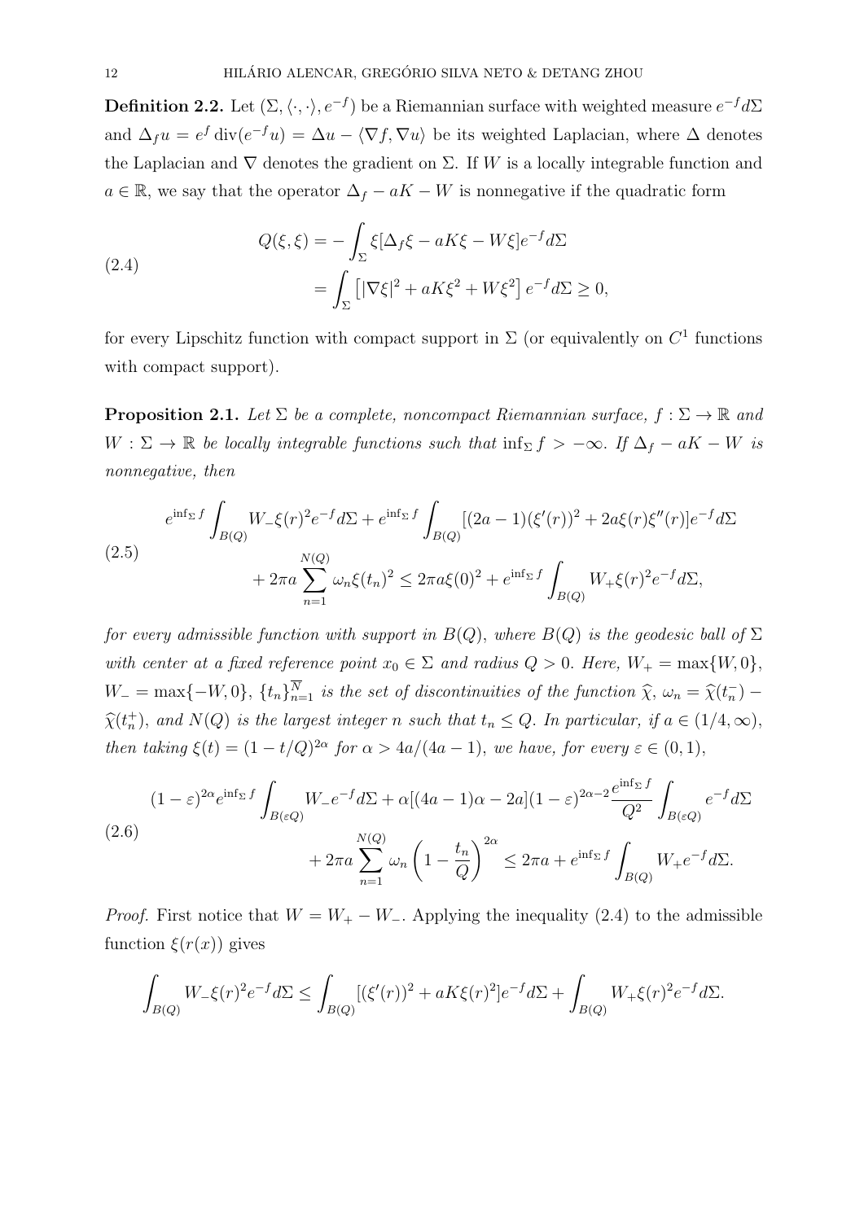**Definition 2.2.** Let $(\Sigma, \langle \cdot, \cdot \rangle, e^{-f})$ be a Riemannian surface with weighted measure $e^{-f}d\Sigma$ and $\Delta_f u = e^f \operatorname{div}(e^{-f}u) = \Delta u - \langle \nabla f, \nabla u \rangle$ be its weighted Laplacian, where $\Delta$ denotes the Laplacian and $\nabla$ denotes the gradient on $\Sigma$. If $W$ is a locally integrable function and $a \in \mathbb{R}$, we say that the operator $\Delta_f - aK - W$ is nonnegative if the quadratic form

$$
\begin{aligned}
Q(\xi, \xi) &= -\int_\Sigma \xi[\Delta_f \xi - aK\xi - W\xi] e^{-f} d\Sigma \\
&= \int_\Sigma \left[ |\nabla \xi|^2 + aK\xi^2 + W\xi^2 \right] e^{-f} d\Sigma \geq 0,
\end{aligned}
\tag{2.4}
$$

for every Lipschitz function with compact support in $\Sigma$ (or equivalently on $C^1$ functions with compact support).

**Proposition 2.1.** *Let $\Sigma$ be a complete, noncompact Riemannian surface, $f : \Sigma \to \mathbb{R}$ and $W : \Sigma \to \mathbb{R}$ be locally integrable functions such that $\inf_\Sigma f > -\infty$. If $\Delta_f - aK - W$ is nonnegative, then*

$$
\begin{aligned}
e^{\inf_\Sigma f} \int_{B(Q)} W_- \xi(r)^2 e^{-f} d\Sigma &+ e^{\inf_\Sigma f} \int_{B(Q)} [(2a-1)(\xi'(r))^2 + 2a\xi(r)\xi''(r)] e^{-f} d\Sigma \\
&+ 2\pi a \sum_{n=1}^{N(Q)} \omega_n \xi(t_n)^2 \leq 2\pi a \xi(0)^2 + e^{\inf_\Sigma f} \int_{B(Q)} W_+ \xi(r)^2 e^{-f} d\Sigma,
\end{aligned}
\tag{2.5}
$$

*for every admissible function with support in $B(Q)$, where $B(Q)$ is the geodesic ball of $\Sigma$ with center at a fixed reference point $x_0 \in \Sigma$ and radius $Q > 0$. Here, $W_+ = \max\{W, 0\}$, $W_- = \max\{-W, 0\}$, $\{t_n\}_{n=1}^{\overline{N}}$ is the set of discontinuities of the function $\widehat{\chi}$, $\omega_n = \widehat{\chi}(t_n^-) - \widehat{\chi}(t_n^+)$, and $N(Q)$ is the largest integer $n$ such that $t_n \leq Q$. In particular, if $a \in (1/4, \infty)$, then taking $\xi(t) = (1 - t/Q)^{2\alpha}$ for $\alpha > 4a/(4a-1)$, we have, for every $\varepsilon \in (0,1)$,*

$$
\begin{aligned}
(1-\varepsilon)^{2\alpha} e^{\inf_\Sigma f} \int_{B(\varepsilon Q)} W_- e^{-f} d\Sigma &+ \alpha[(4a-1)\alpha - 2a](1-\varepsilon)^{2\alpha-2} \frac{e^{\inf_\Sigma f}}{Q^2} \int_{B(\varepsilon Q)} e^{-f} d\Sigma \\
&+ 2\pi a \sum_{n=1}^{N(Q)} \omega_n \left(1 - \frac{t_n}{Q}\right)^{2\alpha} \leq 2\pi a + e^{\inf_\Sigma f} \int_{B(Q)} W_+ e^{-f} d\Sigma.
\end{aligned}
\tag{2.6}
$$

*Proof.* First notice that $W = W_+ - W_-$. Applying the inequality (2.4) to the admissible function $\xi(r(x))$ gives

$$
\int_{B(Q)} W_- \xi(r)^2 e^{-f} d\Sigma \leq \int_{B(Q)} [(\xi'(r))^2 + aK\xi(r)^2] e^{-f} d\Sigma + \int_{B(Q)} W_+ \xi(r)^2 e^{-f} d\Sigma.
$$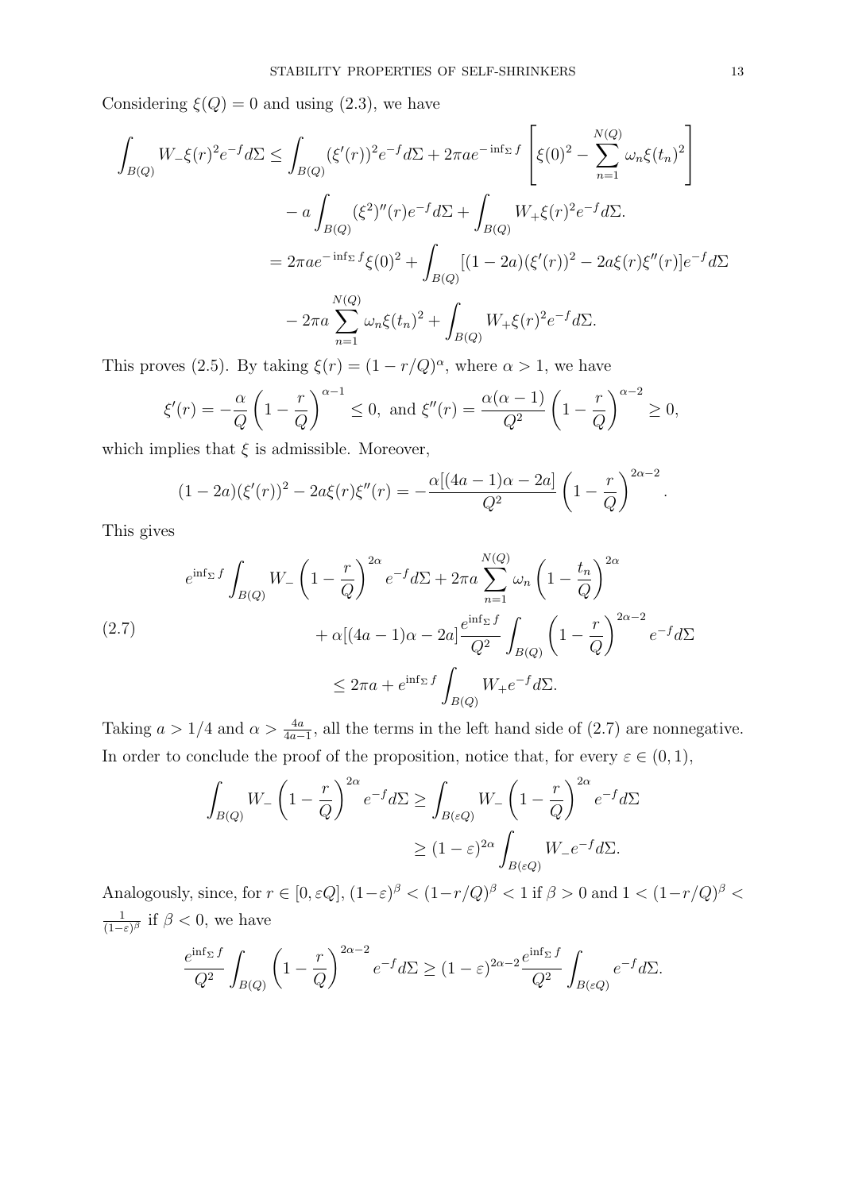Considering $\xi(Q) = 0$ and using (2.3), we have

$$\begin{aligned}
\int_{B(Q)} W_- \xi(r)^2 e^{-f} d\Sigma \leq& \int_{B(Q)} (\xi'(r))^2 e^{-f} d\Sigma + 2\pi a e^{-\inf_\Sigma f} \left[ \xi(0)^2 - \sum_{n=1}^{N(Q)} \omega_n \xi(t_n)^2 \right] \\
&- a \int_{B(Q)} (\xi^2)''(r) e^{-f} d\Sigma + \int_{B(Q)} W_+ \xi(r)^2 e^{-f} d\Sigma. \\
=& 2\pi a e^{-\inf_\Sigma f} \xi(0)^2 + \int_{B(Q)} [(1-2a)(\xi'(r))^2 - 2a\xi(r)\xi''(r)] e^{-f} d\Sigma \\
&- 2\pi a \sum_{n=1}^{N(Q)} \omega_n \xi(t_n)^2 + \int_{B(Q)} W_+ \xi(r)^2 e^{-f} d\Sigma.
\end{aligned}$$

This proves (2.5). By taking $\xi(r) = (1 - r/Q)^\alpha$, where $\alpha > 1$, we have

$$\xi'(r) = -\frac{\alpha}{Q}\left(1 - \frac{r}{Q}\right)^{\alpha-1} \leq 0, \text{ and } \xi''(r) = \frac{\alpha(\alpha-1)}{Q^2}\left(1 - \frac{r}{Q}\right)^{\alpha-2} \geq 0,$$

which implies that $\xi$ is admissible. Moreover,

$$(1-2a)(\xi'(r))^2 - 2a\xi(r)\xi''(r) = -\frac{\alpha[(4a-1)\alpha - 2a]}{Q^2}\left(1 - \frac{r}{Q}\right)^{2\alpha-2}.$$

This gives

$$\begin{aligned}
&e^{\inf_\Sigma f} \int_{B(Q)} W_- \left(1 - \frac{r}{Q}\right)^{2\alpha} e^{-f} d\Sigma + 2\pi a \sum_{n=1}^{N(Q)} \omega_n \left(1 - \frac{t_n}{Q}\right)^{2\alpha} \\
&\qquad + \alpha[(4a-1)\alpha - 2a] \frac{e^{\inf_\Sigma f}}{Q^2} \int_{B(Q)} \left(1 - \frac{r}{Q}\right)^{2\alpha-2} e^{-f} d\Sigma \\
&\qquad \leq 2\pi a + e^{\inf_\Sigma f} \int_{B(Q)} W_+ e^{-f} d\Sigma.
\end{aligned} \tag{2.7}$$

Taking $a > 1/4$ and $\alpha > \frac{4a}{4a-1}$, all the terms in the left hand side of (2.7) are nonnegative. In order to conclude the proof of the proposition, notice that, for every $\varepsilon \in (0,1)$,

$$\begin{aligned}
\int_{B(Q)} W_- \left(1 - \frac{r}{Q}\right)^{2\alpha} e^{-f} d\Sigma &\geq \int_{B(\varepsilon Q)} W_- \left(1 - \frac{r}{Q}\right)^{2\alpha} e^{-f} d\Sigma \\
&\geq (1-\varepsilon)^{2\alpha} \int_{B(\varepsilon Q)} W_- e^{-f} d\Sigma.
\end{aligned}$$

Analogously, since, for $r \in [0, \varepsilon Q]$, $(1-\varepsilon)^\beta < (1-r/Q)^\beta < 1$ if $\beta > 0$ and $1 < (1-r/Q)^\beta < \frac{1}{(1-\varepsilon)^\beta}$ if $\beta < 0$, we have

$$\frac{e^{\inf_\Sigma f}}{Q^2} \int_{B(Q)} \left(1 - \frac{r}{Q}\right)^{2\alpha-2} e^{-f} d\Sigma \geq (1-\varepsilon)^{2\alpha-2} \frac{e^{\inf_\Sigma f}}{Q^2} \int_{B(\varepsilon Q)} e^{-f} d\Sigma.$$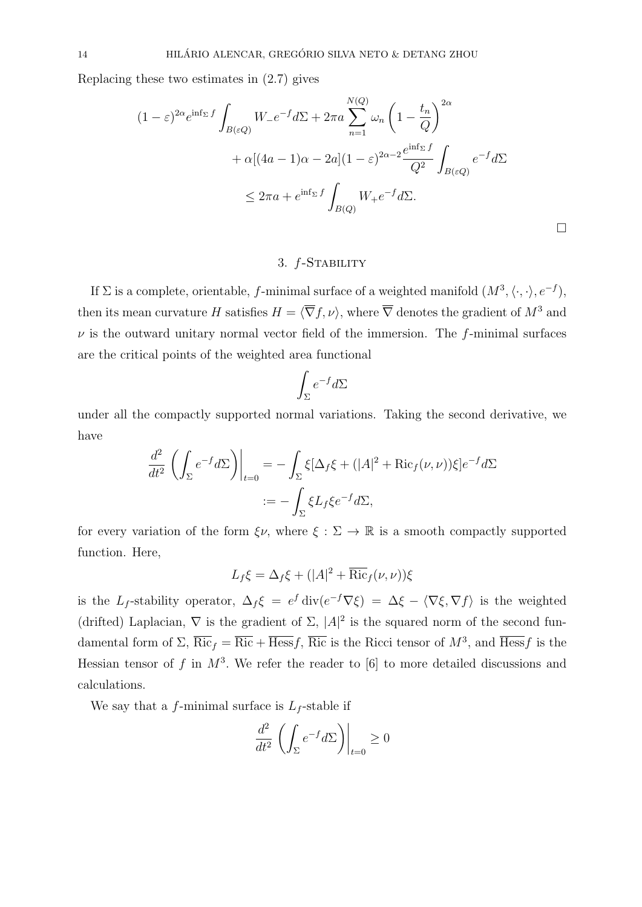Replacing these two estimates in (2.7) gives

$$
\begin{aligned}
(1-\varepsilon)^{2\alpha} e^{\inf_\Sigma f} \int_{B(\varepsilon Q)} W_- e^{-f} d\Sigma &+ 2\pi a \sum_{n=1}^{N(Q)} \omega_n \left(1 - \frac{t_n}{Q}\right)^{2\alpha} \\
&+ \alpha[(4a-1)\alpha - 2a](1-\varepsilon)^{2\alpha-2} \frac{e^{\inf_\Sigma f}}{Q^2} \int_{B(\varepsilon Q)} e^{-f} d\Sigma \\
&\leq 2\pi a + e^{\inf_\Sigma f} \int_{B(Q)} W_+ e^{-f} d\Sigma.
\end{aligned}
$$

□

## 3. $f$-Stability

If $\Sigma$ is a complete, orientable, $f$-minimal surface of a weighted manifold $(M^3, \langle\cdot,\cdot\rangle, e^{-f})$, then its mean curvature $H$ satisfies $H = \langle \overline{\nabla} f, \nu\rangle$, where $\overline{\nabla}$ denotes the gradient of $M^3$ and $\nu$ is the outward unitary normal vector field of the immersion. The $f$-minimal surfaces are the critical points of the weighted area functional

$$
\int_\Sigma e^{-f} d\Sigma
$$

under all the compactly supported normal variations. Taking the second derivative, we have

$$
\begin{aligned}
\frac{d^2}{dt^2}\left(\int_\Sigma e^{-f} d\Sigma\right)\bigg|_{t=0} &= -\int_\Sigma \xi[\Delta_f \xi + (|A|^2 + \mathrm{Ric}_f(\nu,\nu))\xi] e^{-f} d\Sigma \\
&:= -\int_\Sigma \xi L_f \xi e^{-f} d\Sigma,
\end{aligned}
$$

for every variation of the form $\xi\nu$, where $\xi : \Sigma \to \mathbb{R}$ is a smooth compactly supported function. Here,

$$
L_f \xi = \Delta_f \xi + (|A|^2 + \overline{\mathrm{Ric}}_f(\nu,\nu))\xi
$$

is the $L_f$-stability operator, $\Delta_f \xi = e^f \operatorname{div}(e^{-f}\nabla\xi) = \Delta\xi - \langle \nabla\xi, \nabla f\rangle$ is the weighted (drifted) Laplacian, $\nabla$ is the gradient of $\Sigma$, $|A|^2$ is the squared norm of the second fundamental form of $\Sigma$, $\overline{\mathrm{Ric}}_f = \overline{\mathrm{Ric}} + \overline{\mathrm{Hess}} f$, $\overline{\mathrm{Ric}}$ is the Ricci tensor of $M^3$, and $\overline{\mathrm{Hess}} f$ is the Hessian tensor of $f$ in $M^3$. We refer the reader to [6] to more detailed discussions and calculations.

We say that a $f$-minimal surface is $L_f$-stable if

$$
\frac{d^2}{dt^2}\left(\int_\Sigma e^{-f} d\Sigma\right)\bigg|_{t=0} \geq 0
$$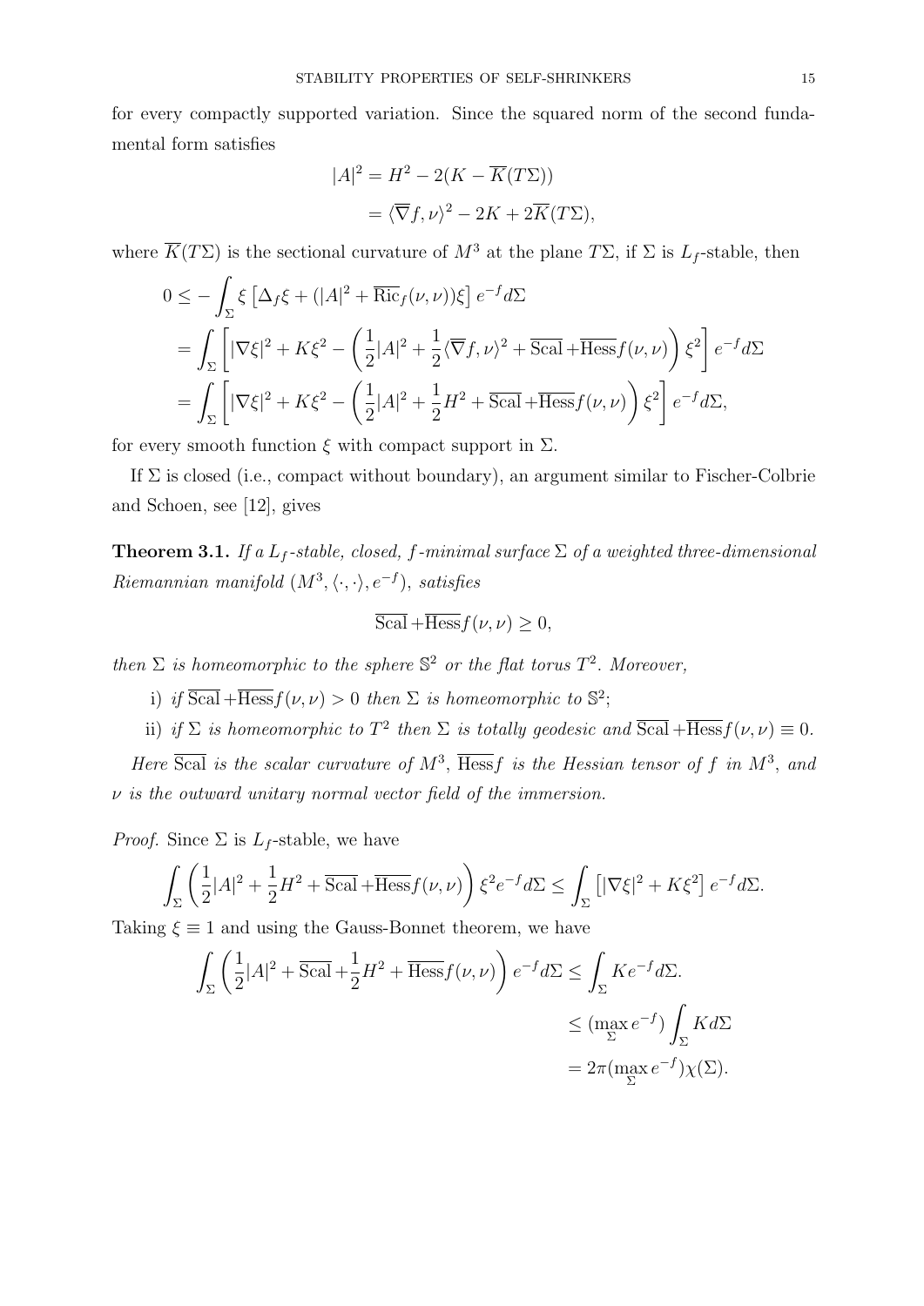for every compactly supported variation. Since the squared norm of the second fundamental form satisfies

$$
\begin{aligned}
|A|^2 &= H^2 - 2(K - \overline{K}(T\Sigma)) \\
&= \langle \overline{\nabla} f, \nu\rangle^2 - 2K + 2\overline{K}(T\Sigma),
\end{aligned}
$$

where $\overline{K}(T\Sigma)$ is the sectional curvature of $M^3$ at the plane $T\Sigma$, if $\Sigma$ is $L_f$-stable, then

$$
\begin{aligned}
0 &\leq - \int_\Sigma \xi \left[ \Delta_f \xi + (|A|^2 + \overline{\mathrm{Ric}}_f(\nu,\nu))\xi \right] e^{-f} d\Sigma \\
&= \int_\Sigma \left[ |\nabla \xi|^2 + K\xi^2 - \left( \frac{1}{2}|A|^2 + \frac{1}{2}\langle \overline{\nabla} f, \nu\rangle^2 + \overline{\mathrm{Scal}} + \overline{\mathrm{Hess}} f(\nu,\nu) \right) \xi^2 \right] e^{-f} d\Sigma \\
&= \int_\Sigma \left[ |\nabla \xi|^2 + K\xi^2 - \left( \frac{1}{2}|A|^2 + \frac{1}{2}H^2 + \overline{\mathrm{Scal}} + \overline{\mathrm{Hess}} f(\nu,\nu) \right) \xi^2 \right] e^{-f} d\Sigma,
\end{aligned}
$$

for every smooth function $\xi$ with compact support in $\Sigma$.

If $\Sigma$ is closed (i.e., compact without boundary), an argument similar to Fischer-Colbrie and Schoen, see [12], gives

**Theorem 3.1.** *If a $L_f$-stable, closed, $f$-minimal surface $\Sigma$ of a weighted three-dimensional Riemannian manifold $(M^3, \langle\cdot,\cdot\rangle, e^{-f})$, satisfies*

$$
\overline{\mathrm{Scal}} + \overline{\mathrm{Hess}} f(\nu,\nu) \geq 0,
$$

*then $\Sigma$ is homeomorphic to the sphere $\mathbb{S}^2$ or the flat torus $T^2$. Moreover,*

i) *if $\overline{\mathrm{Scal}} + \overline{\mathrm{Hess}} f(\nu,\nu) > 0$ then $\Sigma$ is homeomorphic to $\mathbb{S}^2$;*

ii) *if $\Sigma$ is homeomorphic to $T^2$ then $\Sigma$ is totally geodesic and $\overline{\mathrm{Scal}} + \overline{\mathrm{Hess}} f(\nu,\nu) \equiv 0$.*

*Here $\overline{\mathrm{Scal}}$ is the scalar curvature of $M^3$, $\overline{\mathrm{Hess}} f$ is the Hessian tensor of $f$ in $M^3$, and $\nu$ is the outward unitary normal vector field of the immersion.*

*Proof.* Since $\Sigma$ is $L_f$-stable, we have

$$
\int_\Sigma \left( \frac{1}{2}|A|^2 + \frac{1}{2}H^2 + \overline{\mathrm{Scal}} + \overline{\mathrm{Hess}} f(\nu,\nu) \right) \xi^2 e^{-f} d\Sigma \leq \int_\Sigma \left[ |\nabla \xi|^2 + K\xi^2 \right] e^{-f} d\Sigma.
$$

Taking $\xi \equiv 1$ and using the Gauss-Bonnet theorem, we have

$$
\begin{aligned}
\int_\Sigma \left( \frac{1}{2}|A|^2 + \overline{\mathrm{Scal}} + \frac{1}{2}H^2 + \overline{\mathrm{Hess}} f(\nu,\nu) \right) e^{-f} d\Sigma &\leq \int_\Sigma K e^{-f} d\Sigma. \\
&\leq (\max_\Sigma e^{-f}) \int_\Sigma K d\Sigma \\
&= 2\pi (\max_\Sigma e^{-f}) \chi(\Sigma).
\end{aligned}
$$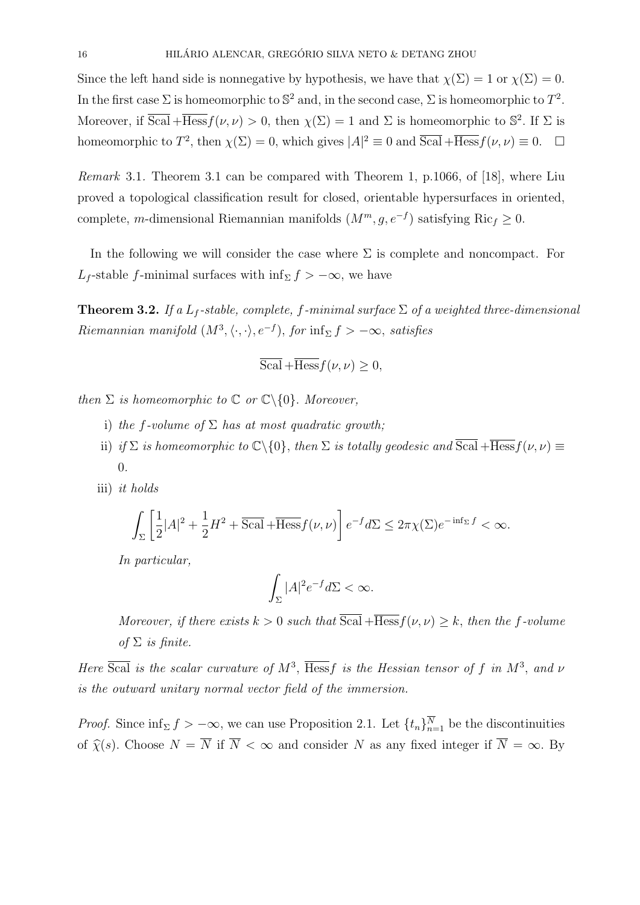Since the left hand side is nonnegative by hypothesis, we have that $\chi(\Sigma) = 1$ or $\chi(\Sigma) = 0$. In the first case $\Sigma$ is homeomorphic to $\mathbb{S}^2$ and, in the second case, $\Sigma$ is homeomorphic to $T^2$. Moreover, if $\overline{\mathrm{Scal}} + \overline{\mathrm{Hess}} f(\nu, \nu) > 0$, then $\chi(\Sigma) = 1$ and $\Sigma$ is homeomorphic to $\mathbb{S}^2$. If $\Sigma$ is homeomorphic to $T^2$, then $\chi(\Sigma) = 0$, which gives $|A|^2 \equiv 0$ and $\overline{\mathrm{Scal}} + \overline{\mathrm{Hess}} f(\nu, \nu) \equiv 0$. $\square$

*Remark* 3.1. Theorem 3.1 can be compared with Theorem 1, p.1066, of [18], where Liu proved a topological classification result for closed, orientable hypersurfaces in oriented, complete, $m$-dimensional Riemannian manifolds $(M^m, g, e^{-f})$ satisfying $\mathrm{Ric}_f \geq 0$.

In the following we will consider the case where $\Sigma$ is complete and noncompact. For $L_f$-stable $f$-minimal surfaces with $\inf_\Sigma f > -\infty$, we have

**Theorem 3.2.** *If a $L_f$-stable, complete, $f$-minimal surface $\Sigma$ of a weighted three-dimensional Riemannian manifold $(M^3, \langle \cdot, \cdot \rangle, e^{-f})$, for $\inf_\Sigma f > -\infty$, satisfies*

$$\overline{\mathrm{Scal}} + \overline{\mathrm{Hess}} f(\nu, \nu) \geq 0,$$

*then $\Sigma$ is homeomorphic to $\mathbb{C}$ or $\mathbb{C}\backslash\{0\}$. Moreover,*

i) *the $f$-volume of $\Sigma$ has at most quadratic growth;*

ii) *if $\Sigma$ is homeomorphic to $\mathbb{C}\backslash\{0\}$, then $\Sigma$ is totally geodesic and $\overline{\mathrm{Scal}} + \overline{\mathrm{Hess}} f(\nu, \nu) \equiv 0$.*

iii) *it holds*

$$\int_\Sigma \left[ \frac{1}{2}|A|^2 + \frac{1}{2}H^2 + \overline{\mathrm{Scal}} + \overline{\mathrm{Hess}} f(\nu, \nu) \right] e^{-f} d\Sigma \leq 2\pi \chi(\Sigma) e^{-\inf_\Sigma f} < \infty.$$

*In particular,*

$$\int_\Sigma |A|^2 e^{-f} d\Sigma < \infty.$$

*Moreover, if there exists $k > 0$ such that $\overline{\mathrm{Scal}} + \overline{\mathrm{Hess}} f(\nu, \nu) \geq k$, then the $f$-volume of $\Sigma$ is finite.*

*Here $\overline{\mathrm{Scal}}$ is the scalar curvature of $M^3$, $\overline{\mathrm{Hess}} f$ is the Hessian tensor of $f$ in $M^3$, and $\nu$ is the outward unitary normal vector field of the immersion.*

*Proof.* Since $\inf_\Sigma f > -\infty$, we can use Proposition 2.1. Let $\{t_n\}_{n=1}^{\overline{N}}$ be the discontinuities of $\widehat{\chi}(s)$. Choose $N = \overline{N}$ if $\overline{N} < \infty$ and consider $N$ as any fixed integer if $\overline{N} = \infty$. By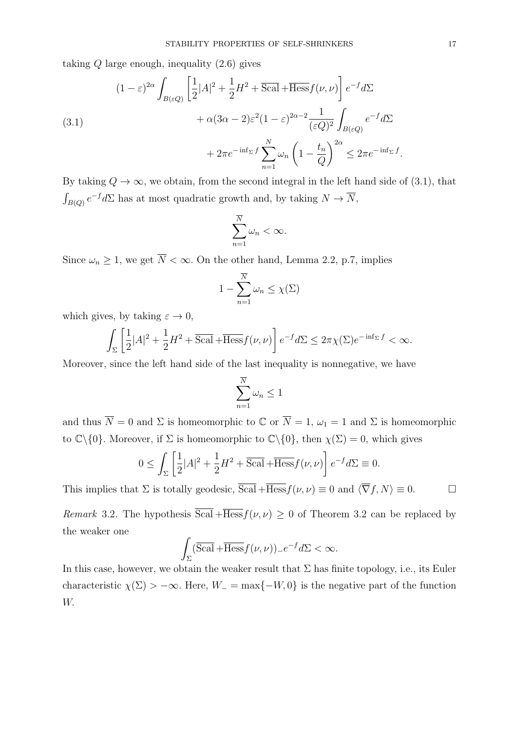taking $Q$ large enough, inequality (2.6) gives

$$
\begin{aligned}
(1-\varepsilon)^{2\alpha}\int_{B(\varepsilon Q)}\left[\frac{1}{2}|A|^2+\frac{1}{2}H^2+\overline{\mathrm{Scal}}+\overline{\mathrm{Hess}}f(\nu,\nu)\right]e^{-f}d\Sigma \\
+\alpha(3\alpha-2)\varepsilon^2(1-\varepsilon)^{2\alpha-2}\frac{1}{(\varepsilon Q)^2}\int_{B(\varepsilon Q)}e^{-f}d\Sigma \\
+2\pi e^{-\inf_\Sigma f}\sum_{n=1}^{N}\omega_n\left(1-\frac{t_n}{Q}\right)^{2\alpha}\leq 2\pi e^{-\inf_\Sigma f}.
\end{aligned}
\tag{3.1}
$$

By taking $Q\to\infty$, we obtain, from the second integral in the left hand side of (3.1), that $\int_{B(Q)}e^{-f}d\Sigma$ has at most quadratic growth and, by taking $N\to\overline{N}$,

$$
\sum_{n=1}^{\overline{N}}\omega_n<\infty.
$$

Since $\omega_n\geq 1$, we get $\overline{N}<\infty$. On the other hand, Lemma 2.2, p.7, implies

$$
1-\sum_{n=1}^{\overline{N}}\omega_n\leq\chi(\Sigma)
$$

which gives, by taking $\varepsilon\to 0$,

$$
\int_\Sigma\left[\frac{1}{2}|A|^2+\frac{1}{2}H^2+\overline{\mathrm{Scal}}+\overline{\mathrm{Hess}}f(\nu,\nu)\right]e^{-f}d\Sigma\leq 2\pi\chi(\Sigma)e^{-\inf_\Sigma f}<\infty.
$$

Moreover, since the left hand side of the last inequality is nonnegative, we have

$$
\sum_{n=1}^{\overline{N}}\omega_n\leq 1
$$

and thus $\overline{N}=0$ and $\Sigma$ is homeomorphic to $\mathbb{C}$ or $\overline{N}=1$, $\omega_1=1$ and $\Sigma$ is homeomorphic to $\mathbb{C}\backslash\{0\}$. Moreover, if $\Sigma$ is homeomorphic to $\mathbb{C}\backslash\{0\}$, then $\chi(\Sigma)=0$, which gives

$$
0\leq\int_\Sigma\left[\frac{1}{2}|A|^2+\frac{1}{2}H^2+\overline{\mathrm{Scal}}+\overline{\mathrm{Hess}}f(\nu,\nu)\right]e^{-f}d\Sigma\equiv 0.
$$

This implies that $\Sigma$ is totally geodesic, $\overline{\mathrm{Scal}}+\overline{\mathrm{Hess}}f(\nu,\nu)\equiv 0$ and $\langle\overline{\nabla}f,N\rangle\equiv 0$. □

*Remark* 3.2. The hypothesis $\overline{\mathrm{Scal}}+\overline{\mathrm{Hess}}f(\nu,\nu)\geq 0$ of Theorem 3.2 can be replaced by the weaker one

$$
\int_\Sigma(\overline{\mathrm{Scal}}+\overline{\mathrm{Hess}}f(\nu,\nu))_-e^{-f}d\Sigma<\infty.
$$

In this case, however, we obtain the weaker result that $\Sigma$ has finite topology, i.e., its Euler characteristic $\chi(\Sigma)>-\infty$. Here, $W_-=\max\{-W,0\}$ is the negative part of the function $W$.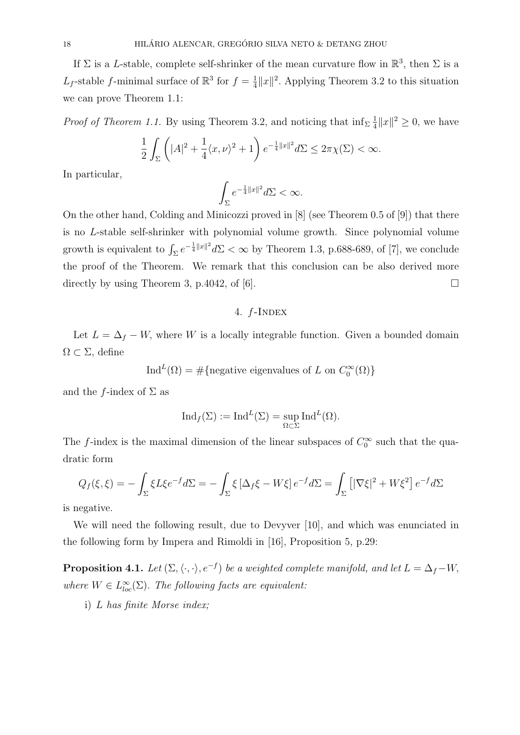If $\Sigma$ is a $L$-stable, complete self-shrinker of the mean curvature flow in $\mathbb{R}^3$, then $\Sigma$ is a $L_f$-stable $f$-minimal surface of $\mathbb{R}^3$ for $f = \frac{1}{4}\|x\|^2$. Applying Theorem 3.2 to this situation we can prove Theorem 1.1:

*Proof of Theorem 1.1.* By using Theorem 3.2, and noticing that $\inf_\Sigma \frac{1}{4}\|x\|^2 \geq 0$, we have

$$\frac{1}{2}\int_\Sigma \left(|A|^2 + \frac{1}{4}\langle x, \nu\rangle^2 + 1\right) e^{-\frac{1}{4}\|x\|^2} d\Sigma \leq 2\pi\chi(\Sigma) < \infty.$$

In particular,

$$\int_\Sigma e^{-\frac{1}{4}\|x\|^2} d\Sigma < \infty.$$

On the other hand, Colding and Minicozzi proved in [8] (see Theorem 0.5 of [9]) that there is no $L$-stable self-shrinker with polynomial volume growth. Since polynomial volume growth is equivalent to $\int_\Sigma e^{-\frac{1}{4}\|x\|^2} d\Sigma < \infty$ by Theorem 1.3, p.688-689, of [7], we conclude the proof of the Theorem. We remark that this conclusion can be also derived more directly by using Theorem 3, p.4042, of [6]. □

## 4. $f$-Index

Let $L = \Delta_f - W$, where $W$ is a locally integrable function. Given a bounded domain $\Omega \subset \Sigma$, define

$$\mathrm{Ind}^L(\Omega) = \#\{\text{negative eigenvalues of } L \text{ on } C_0^\infty(\Omega)\}$$

and the $f$-index of $\Sigma$ as

$$\mathrm{Ind}_f(\Sigma) := \mathrm{Ind}^L(\Sigma) = \sup_{\Omega \subset \Sigma} \mathrm{Ind}^L(\Omega).$$

The $f$-index is the maximal dimension of the linear subspaces of $C_0^\infty$ such that the quadratic form

$$Q_f(\xi, \xi) = -\int_\Sigma \xi L \xi e^{-f} d\Sigma = -\int_\Sigma \xi \left[\Delta_f \xi - W\xi\right] e^{-f} d\Sigma = \int_\Sigma \left[|\nabla \xi|^2 + W\xi^2\right] e^{-f} d\Sigma$$

is negative.

We will need the following result, due to Devyver [10], and which was enunciated in the following form by Impera and Rimoldi in [16], Proposition 5, p.29:

**Proposition 4.1.** *Let $(\Sigma, \langle\cdot,\cdot\rangle, e^{-f})$ be a weighted complete manifold, and let $L = \Delta_f - W$, where $W \in L^\infty_{loc}(\Sigma)$. The following facts are equivalent:*

i) *$L$ has finite Morse index;*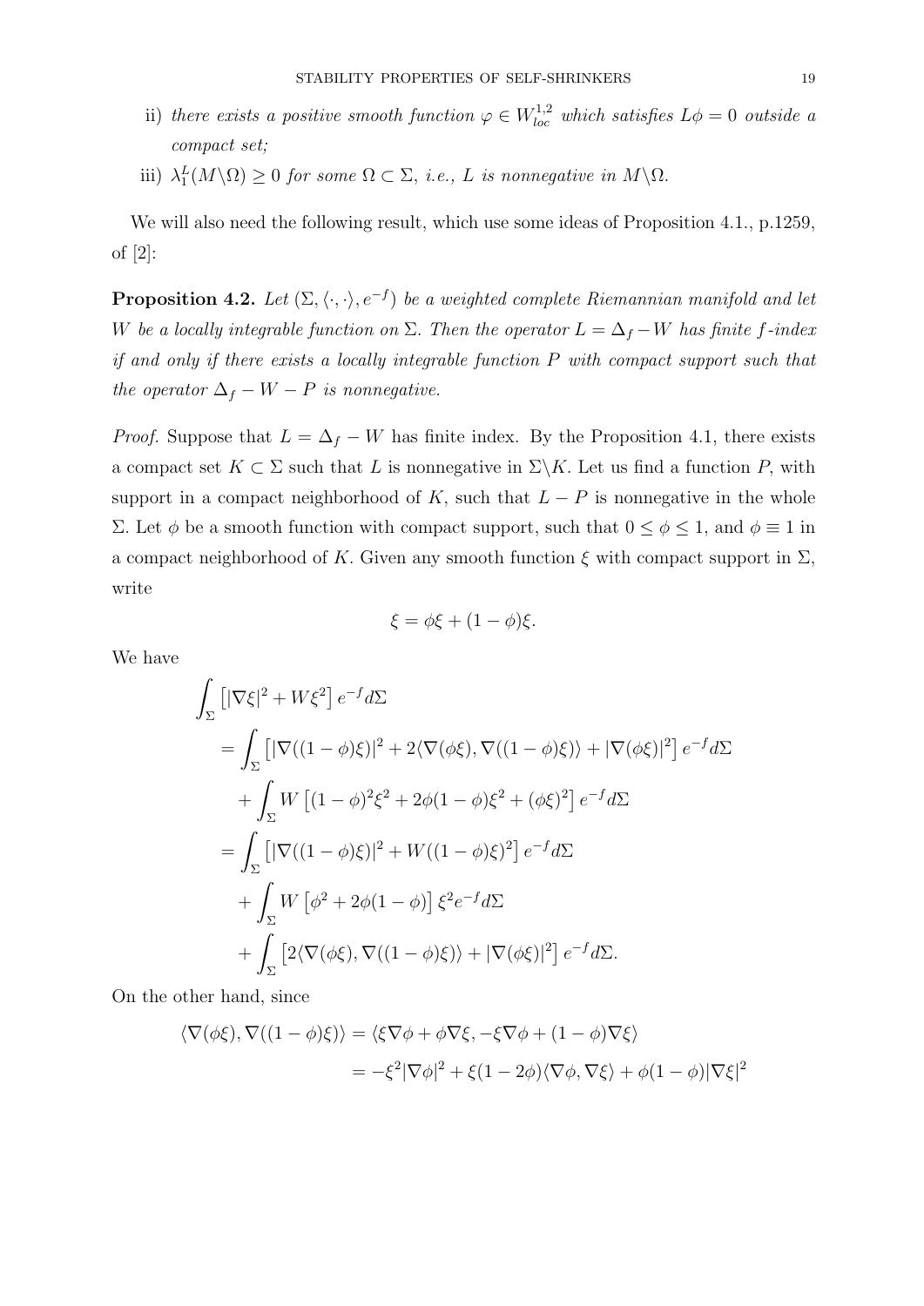ii) *there exists a positive smooth function $\varphi \in W^{1,2}_{loc}$ which satisfies $L\phi = 0$ outside a compact set;*

iii) $\lambda_1^L(M\backslash\Omega) \geq 0$ *for some $\Omega \subset \Sigma$, i.e., $L$ is nonnegative in $M\backslash\Omega$.*

We will also need the following result, which use some ideas of Proposition 4.1., p.1259, of [2]:

**Proposition 4.2.** *Let $(\Sigma, \langle\cdot,\cdot\rangle, e^{-f})$ be a weighted complete Riemannian manifold and let $W$ be a locally integrable function on $\Sigma$. Then the operator $L = \Delta_f - W$ has finite $f$-index if and only if there exists a locally integrable function $P$ with compact support such that the operator $\Delta_f - W - P$ is nonnegative.*

*Proof.* Suppose that $L = \Delta_f - W$ has finite index. By the Proposition 4.1, there exists a compact set $K \subset \Sigma$ such that $L$ is nonnegative in $\Sigma\backslash K$. Let us find a function $P$, with support in a compact neighborhood of $K$, such that $L - P$ is nonnegative in the whole $\Sigma$. Let $\phi$ be a smooth function with compact support, such that $0 \leq \phi \leq 1$, and $\phi \equiv 1$ in a compact neighborhood of $K$. Given any smooth function $\xi$ with compact support in $\Sigma$, write

$$\xi = \phi\xi + (1-\phi)\xi.$$

We have

$$\begin{aligned}
\int_\Sigma \left[|\nabla\xi|^2 + W\xi^2\right] e^{-f} d\Sigma
&= \int_\Sigma \left[|\nabla((1-\phi)\xi)|^2 + 2\langle\nabla(\phi\xi), \nabla((1-\phi)\xi)\rangle + |\nabla(\phi\xi)|^2\right] e^{-f} d\Sigma \\
&\quad + \int_\Sigma W\left[(1-\phi)^2\xi^2 + 2\phi(1-\phi)\xi^2 + (\phi\xi)^2\right] e^{-f} d\Sigma \\
&= \int_\Sigma \left[|\nabla((1-\phi)\xi)|^2 + W((1-\phi)\xi)^2\right] e^{-f} d\Sigma \\
&\quad + \int_\Sigma W\left[\phi^2 + 2\phi(1-\phi)\right]\xi^2 e^{-f} d\Sigma \\
&\quad + \int_\Sigma \left[2\langle\nabla(\phi\xi), \nabla((1-\phi)\xi)\rangle + |\nabla(\phi\xi)|^2\right] e^{-f} d\Sigma.
\end{aligned}$$

On the other hand, since

$$\begin{aligned}
\langle\nabla(\phi\xi), \nabla((1-\phi)\xi)\rangle &= \langle\xi\nabla\phi + \phi\nabla\xi, -\xi\nabla\phi + (1-\phi)\nabla\xi\rangle \\
&= -\xi^2|\nabla\phi|^2 + \xi(1-2\phi)\langle\nabla\phi, \nabla\xi\rangle + \phi(1-\phi)|\nabla\xi|^2
\end{aligned}$$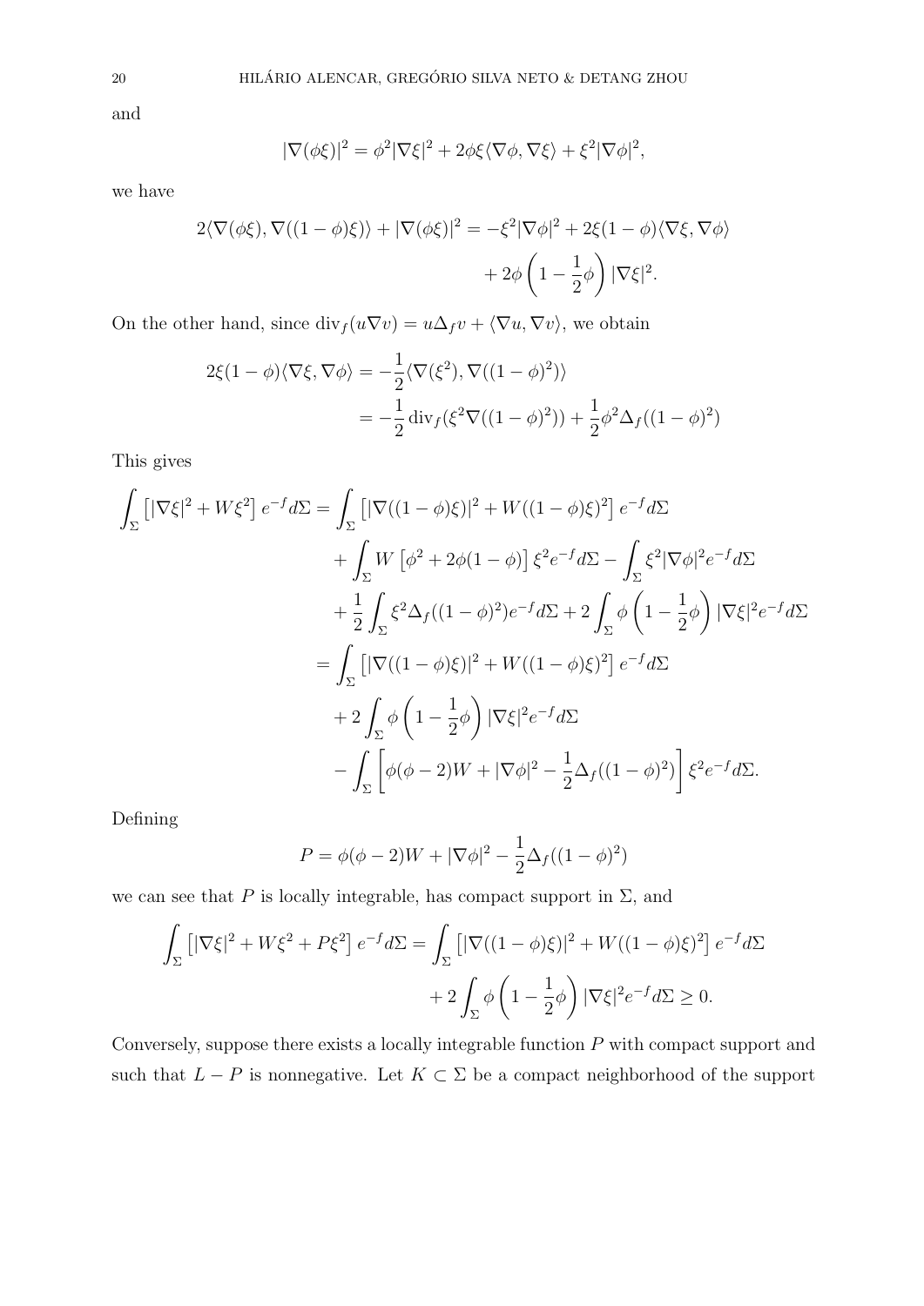and

$$|\nabla(\phi\xi)|^2 = \phi^2|\nabla\xi|^2 + 2\phi\xi\langle\nabla\phi, \nabla\xi\rangle + \xi^2|\nabla\phi|^2,$$

we have

$$2\langle\nabla(\phi\xi), \nabla((1-\phi)\xi)\rangle + |\nabla(\phi\xi)|^2 = -\xi^2|\nabla\phi|^2 + 2\xi(1-\phi)\langle\nabla\xi, \nabla\phi\rangle + 2\phi\left(1 - \frac{1}{2}\phi\right)|\nabla\xi|^2.$$

On the other hand, since $\operatorname{div}_f(u\nabla v) = u\Delta_f v + \langle\nabla u, \nabla v\rangle$, we obtain

$$\begin{aligned}
2\xi(1-\phi)\langle\nabla\xi, \nabla\phi\rangle &= -\frac{1}{2}\langle\nabla(\xi^2), \nabla((1-\phi)^2)\rangle \\
&= -\frac{1}{2}\operatorname{div}_f(\xi^2\nabla((1-\phi)^2)) + \frac{1}{2}\phi^2\Delta_f((1-\phi)^2)
\end{aligned}$$

This gives

$$\begin{aligned}
\int_\Sigma \left[|\nabla\xi|^2 + W\xi^2\right] e^{-f} d\Sigma &= \int_\Sigma \left[|\nabla((1-\phi)\xi)|^2 + W((1-\phi)\xi)^2\right] e^{-f} d\Sigma \\
&\quad + \int_\Sigma W\left[\phi^2 + 2\phi(1-\phi)\right]\xi^2 e^{-f} d\Sigma - \int_\Sigma \xi^2|\nabla\phi|^2 e^{-f} d\Sigma \\
&\quad + \frac{1}{2}\int_\Sigma \xi^2\Delta_f((1-\phi)^2) e^{-f} d\Sigma + 2\int_\Sigma \phi\left(1 - \frac{1}{2}\phi\right)|\nabla\xi|^2 e^{-f} d\Sigma \\
&= \int_\Sigma \left[|\nabla((1-\phi)\xi)|^2 + W((1-\phi)\xi)^2\right] e^{-f} d\Sigma \\
&\quad + 2\int_\Sigma \phi\left(1 - \frac{1}{2}\phi\right)|\nabla\xi|^2 e^{-f} d\Sigma \\
&\quad - \int_\Sigma \left[\phi(\phi-2)W + |\nabla\phi|^2 - \frac{1}{2}\Delta_f((1-\phi)^2)\right]\xi^2 e^{-f} d\Sigma.
\end{aligned}$$

Defining

$$P = \phi(\phi-2)W + |\nabla\phi|^2 - \frac{1}{2}\Delta_f((1-\phi)^2)$$

we can see that $P$ is locally integrable, has compact support in $\Sigma$, and

$$\begin{aligned}
\int_\Sigma \left[|\nabla\xi|^2 + W\xi^2 + P\xi^2\right] e^{-f} d\Sigma &= \int_\Sigma \left[|\nabla((1-\phi)\xi)|^2 + W((1-\phi)\xi)^2\right] e^{-f} d\Sigma \\
&\quad + 2\int_\Sigma \phi\left(1 - \frac{1}{2}\phi\right)|\nabla\xi|^2 e^{-f} d\Sigma \geq 0.
\end{aligned}$$

Conversely, suppose there exists a locally integrable function $P$ with compact support and such that $L - P$ is nonnegative. Let $K \subset \Sigma$ be a compact neighborhood of the support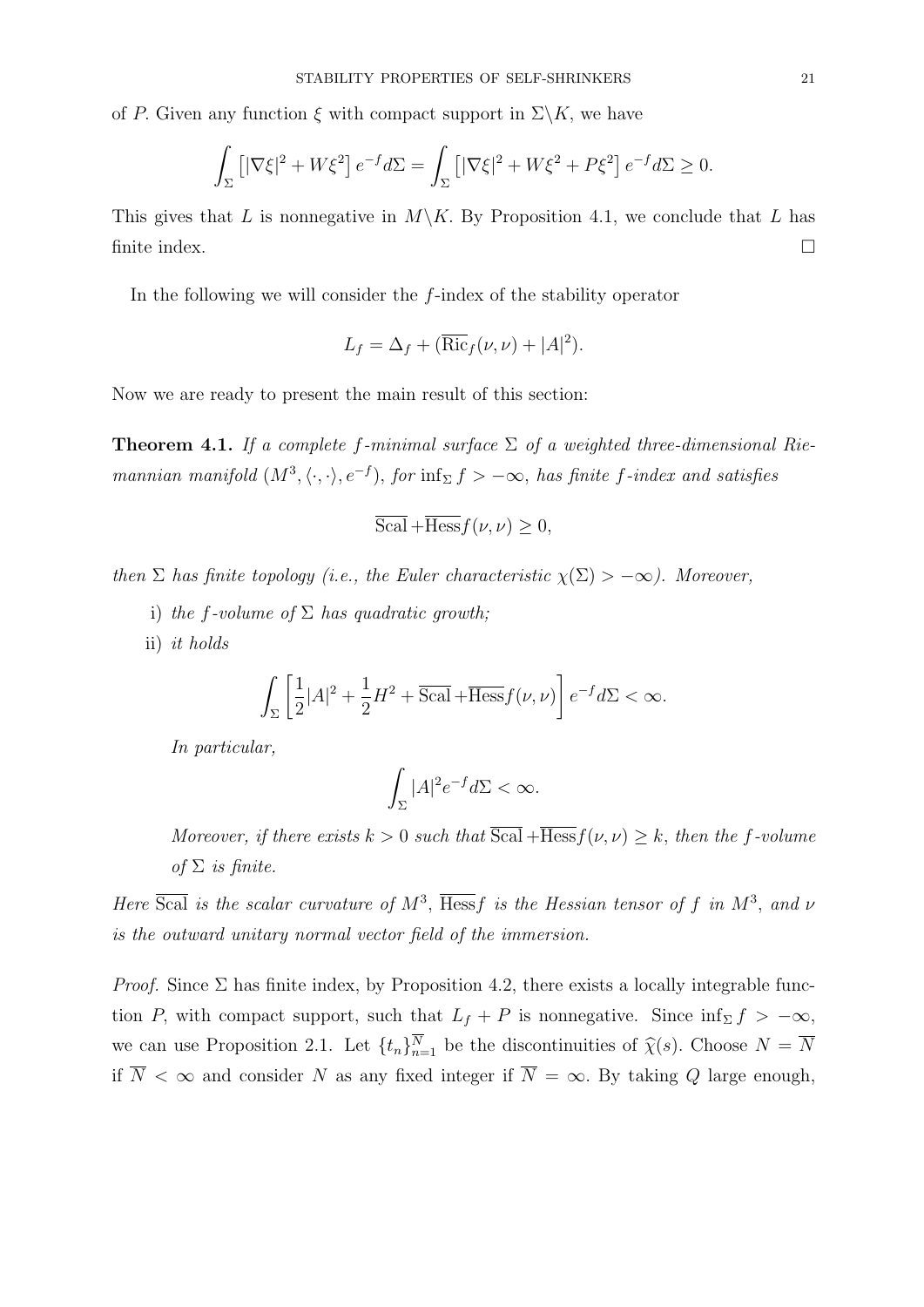of $P$. Given any function $\xi$ with compact support in $\Sigma\backslash K$, we have

$$\int_\Sigma \left[|\nabla\xi|^2 + W\xi^2\right] e^{-f} d\Sigma = \int_\Sigma \left[|\nabla\xi|^2 + W\xi^2 + P\xi^2\right] e^{-f} d\Sigma \geq 0.$$

This gives that $L$ is nonnegative in $M\backslash K$. By Proposition 4.1, we conclude that $L$ has finite index. $\square$

In the following we will consider the $f$-index of the stability operator

$$L_f = \Delta_f + (\overline{\mathrm{Ric}}_f(\nu,\nu) + |A|^2).$$

Now we are ready to present the main result of this section:

**Theorem 4.1.** *If a complete $f$-minimal surface $\Sigma$ of a weighted three-dimensional Riemannian manifold $(M^3, \langle\cdot,\cdot\rangle, e^{-f})$, for $\inf_\Sigma f > -\infty$, has finite $f$-index and satisfies*

$$\overline{\mathrm{Scal}} + \overline{\mathrm{Hess}} f(\nu,\nu) \geq 0,$$

*then $\Sigma$ has finite topology (i.e., the Euler characteristic $\chi(\Sigma) > -\infty$). Moreover,*

i) *the $f$-volume of $\Sigma$ has quadratic growth;*

ii) *it holds*

$$\int_\Sigma \left[\frac{1}{2}|A|^2 + \frac{1}{2}H^2 + \overline{\mathrm{Scal}} + \overline{\mathrm{Hess}} f(\nu,\nu)\right] e^{-f} d\Sigma < \infty.$$

*In particular,*

$$\int_\Sigma |A|^2 e^{-f} d\Sigma < \infty.$$

*Moreover, if there exists $k > 0$ such that $\overline{\mathrm{Scal}} + \overline{\mathrm{Hess}} f(\nu,\nu) \geq k$, then the $f$-volume of $\Sigma$ is finite.*

*Here $\overline{\mathrm{Scal}}$ is the scalar curvature of $M^3$, $\overline{\mathrm{Hess}} f$ is the Hessian tensor of $f$ in $M^3$, and $\nu$ is the outward unitary normal vector field of the immersion.*

*Proof.* Since $\Sigma$ has finite index, by Proposition 4.2, there exists a locally integrable function $P$, with compact support, such that $L_f + P$ is nonnegative. Since $\inf_\Sigma f > -\infty$, we can use Proposition 2.1. Let $\{t_n\}_{n=1}^{\overline{N}}$ be the discontinuities of $\widehat{\chi}(s)$. Choose $N = \overline{N}$ if $\overline{N} < \infty$ and consider $N$ as any fixed integer if $\overline{N} = \infty$. By taking $Q$ large enough,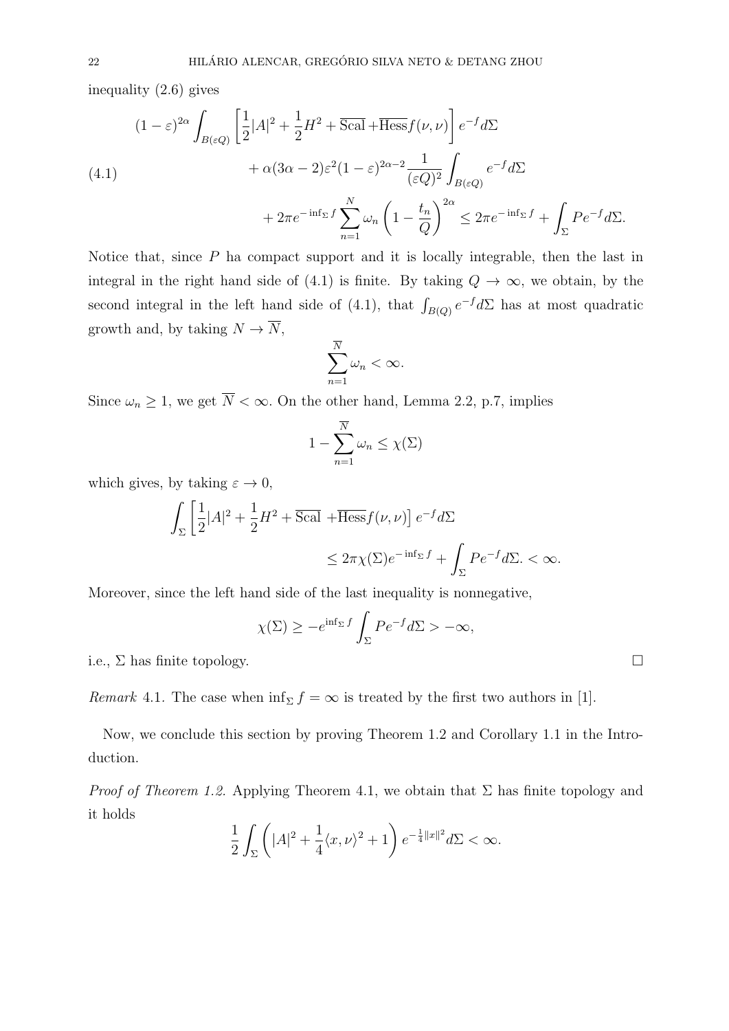inequality (2.6) gives

$$
\begin{aligned}
(1-\varepsilon)^{2\alpha}\int_{B(\varepsilon Q)}\left[\frac{1}{2}|A|^2+\frac{1}{2}H^2+\overline{\mathrm{Scal}}+\overline{\mathrm{Hess}}f(\nu,\nu)\right]e^{-f}d\Sigma \\
+\alpha(3\alpha-2)\varepsilon^2(1-\varepsilon)^{2\alpha-2}\frac{1}{(\varepsilon Q)^2}\int_{B(\varepsilon Q)}e^{-f}d\Sigma \\
+2\pi e^{-\inf_\Sigma f}\sum_{n=1}^{N}\omega_n\left(1-\frac{t_n}{Q}\right)^{2\alpha}\leq 2\pi e^{-\inf_\Sigma f}+\int_\Sigma Pe^{-f}d\Sigma.
\end{aligned}
\tag{4.1}
$$

Notice that, since $P$ ha compact support and it is locally integrable, then the last in integral in the right hand side of (4.1) is finite. By taking $Q\to\infty$, we obtain, by the second integral in the left hand side of (4.1), that $\int_{B(Q)}e^{-f}d\Sigma$ has at most quadratic growth and, by taking $N\to\overline{N}$,

$$
\sum_{n=1}^{\overline{N}}\omega_n<\infty.
$$

Since $\omega_n\geq 1$, we get $\overline{N}<\infty$. On the other hand, Lemma 2.2, p.7, implies

$$
1-\sum_{n=1}^{\overline{N}}\omega_n\leq\chi(\Sigma)
$$

which gives, by taking $\varepsilon\to 0$,

$$
\begin{aligned}
\int_\Sigma\left[\frac{1}{2}|A|^2+\frac{1}{2}H^2+\overline{\mathrm{Scal}}\ +\overline{\mathrm{Hess}}f(\nu,\nu)\right]e^{-f}d\Sigma \\
\leq 2\pi\chi(\Sigma)e^{-\inf_\Sigma f}+\int_\Sigma Pe^{-f}d\Sigma.<\infty.
\end{aligned}
$$

Moreover, since the left hand side of the last inequality is nonnegative,

$$
\chi(\Sigma)\geq -e^{\inf_\Sigma f}\int_\Sigma Pe^{-f}d\Sigma>-\infty,
$$

i.e., $\Sigma$ has finite topology. $\square$

*Remark* 4.1. The case when $\inf_\Sigma f=\infty$ is treated by the first two authors in [1].

Now, we conclude this section by proving Theorem 1.2 and Corollary 1.1 in the Introduction.

*Proof of Theorem 1.2.* Applying Theorem 4.1, we obtain that $\Sigma$ has finite topology and it holds

$$
\frac{1}{2}\int_\Sigma\left(|A|^2+\frac{1}{4}\langle x,\nu\rangle^2+1\right)e^{-\frac{1}{4}\|x\|^2}d\Sigma<\infty.
$$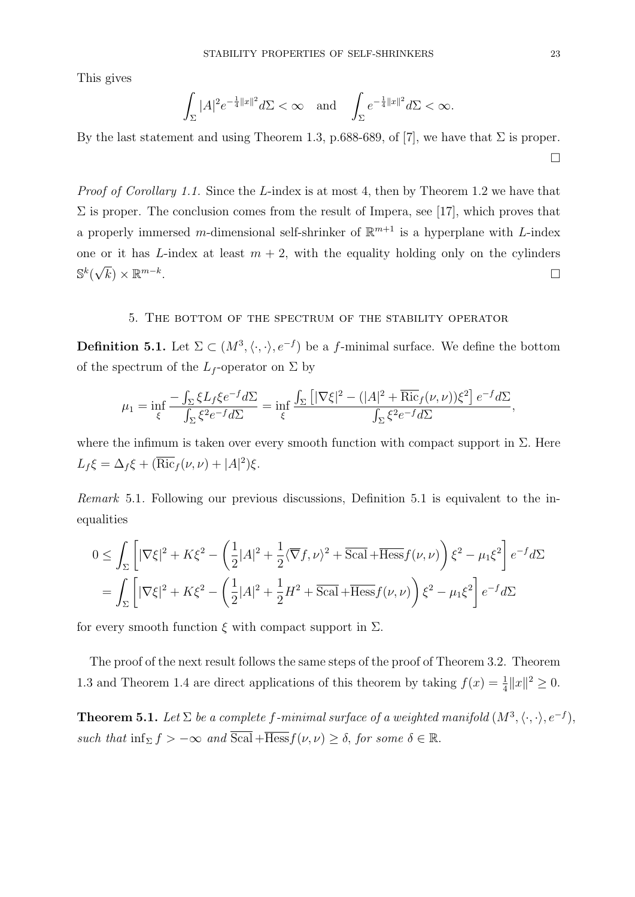This gives

$$\int_\Sigma |A|^2 e^{-\frac{1}{4}\|x\|^2} d\Sigma < \infty \quad \text{and} \quad \int_\Sigma e^{-\frac{1}{4}\|x\|^2} d\Sigma < \infty.$$

By the last statement and using Theorem 1.3, p.688-689, of [7], we have that $\Sigma$ is proper. □

*Proof of Corollary 1.1.* Since the $L$-index is at most 4, then by Theorem 1.2 we have that $\Sigma$ is proper. The conclusion comes from the result of Impera, see [17], which proves that a properly immersed $m$-dimensional self-shrinker of $\mathbb{R}^{m+1}$ is a hyperplane with $L$-index one or it has $L$-index at least $m+2$, with the equality holding only on the cylinders $\mathbb{S}^k(\sqrt{k}) \times \mathbb{R}^{m-k}$. □

## 5. The bottom of the spectrum of the stability operator

**Definition 5.1.** Let $\Sigma \subset (M^3, \langle\cdot,\cdot\rangle, e^{-f})$ be a $f$-minimal surface. We define the bottom of the spectrum of the $L_f$-operator on $\Sigma$ by

$$\mu_1 = \inf_\xi \frac{-\int_\Sigma \xi L_f \xi e^{-f} d\Sigma}{\int_\Sigma \xi^2 e^{-f} d\Sigma} = \inf_\xi \frac{\int_\Sigma \left[|\nabla \xi|^2 - (|A|^2 + \overline{\mathrm{Ric}}_f(\nu,\nu))\xi^2\right] e^{-f} d\Sigma}{\int_\Sigma \xi^2 e^{-f} d\Sigma},$$

where the infimum is taken over every smooth function with compact support in $\Sigma$. Here $L_f \xi = \Delta_f \xi + (\overline{\mathrm{Ric}}_f(\nu,\nu) + |A|^2)\xi$.

*Remark* 5.1. Following our previous discussions, Definition 5.1 is equivalent to the inequalities

$$\begin{aligned}
0 &\leq \int_\Sigma \left[ |\nabla \xi|^2 + K\xi^2 - \left( \frac{1}{2}|A|^2 + \frac{1}{2}\langle \overline{\nabla} f, \nu\rangle^2 + \overline{\mathrm{Scal}} + \overline{\mathrm{Hess}} f(\nu,\nu) \right)\xi^2 - \mu_1 \xi^2 \right] e^{-f} d\Sigma \\
&= \int_\Sigma \left[ |\nabla \xi|^2 + K\xi^2 - \left( \frac{1}{2}|A|^2 + \frac{1}{2}H^2 + \overline{\mathrm{Scal}} + \overline{\mathrm{Hess}} f(\nu,\nu) \right)\xi^2 - \mu_1 \xi^2 \right] e^{-f} d\Sigma
\end{aligned}$$

for every smooth function $\xi$ with compact support in $\Sigma$.

The proof of the next result follows the same steps of the proof of Theorem 3.2. Theorem 1.3 and Theorem 1.4 are direct applications of this theorem by taking $f(x) = \frac{1}{4}\|x\|^2 \geq 0$.

**Theorem 5.1.** *Let $\Sigma$ be a complete $f$-minimal surface of a weighted manifold $(M^3, \langle\cdot,\cdot\rangle, e^{-f})$, such that $\inf_\Sigma f > -\infty$ and $\overline{\mathrm{Scal}} + \overline{\mathrm{Hess}} f(\nu,\nu) \geq \delta$, for some $\delta \in \mathbb{R}$.*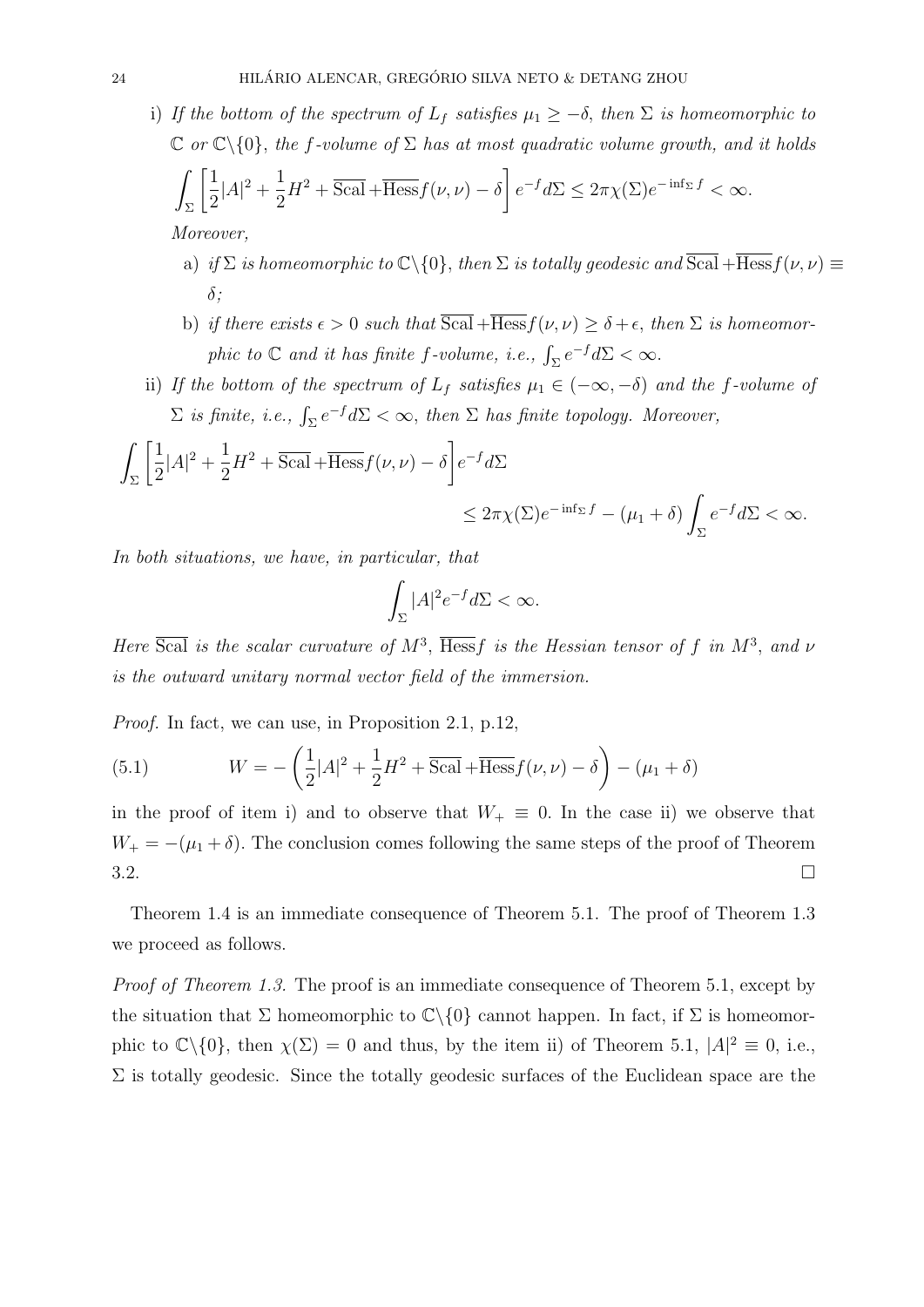i) *If the bottom of the spectrum of $L_f$ satisfies $\mu_1 \geq -\delta$, then $\Sigma$ is homeomorphic to $\mathbb{C}$ or $\mathbb{C}\backslash\{0\}$, the $f$-volume of $\Sigma$ has at most quadratic volume growth, and it holds*

$$\int_\Sigma \left[\frac{1}{2}|A|^2 + \frac{1}{2}H^2 + \overline{\mathrm{Scal}} + \overline{\mathrm{Hess}} f(\nu,\nu) - \delta\right] e^{-f} d\Sigma \leq 2\pi\chi(\Sigma) e^{-\inf_\Sigma f} < \infty.$$

*Moreover,*

   a) *if $\Sigma$ is homeomorphic to $\mathbb{C}\backslash\{0\}$, then $\Sigma$ is totally geodesic and $\overline{\mathrm{Scal}} + \overline{\mathrm{Hess}} f(\nu,\nu) \equiv \delta$;*

   b) *if there exists $\epsilon > 0$ such that $\overline{\mathrm{Scal}} + \overline{\mathrm{Hess}} f(\nu,\nu) \geq \delta + \epsilon$, then $\Sigma$ is homeomorphic to $\mathbb{C}$ and it has finite $f$-volume, i.e., $\int_\Sigma e^{-f} d\Sigma < \infty$.*

ii) *If the bottom of the spectrum of $L_f$ satisfies $\mu_1 \in (-\infty, -\delta)$ and the $f$-volume of $\Sigma$ is finite, i.e., $\int_\Sigma e^{-f} d\Sigma < \infty$, then $\Sigma$ has finite topology. Moreover,*

$$\int_\Sigma \left[\frac{1}{2}|A|^2 + \frac{1}{2}H^2 + \overline{\mathrm{Scal}} + \overline{\mathrm{Hess}} f(\nu,\nu) - \delta\right] e^{-f} d\Sigma$$
$$\leq 2\pi\chi(\Sigma) e^{-\inf_\Sigma f} - (\mu_1 + \delta) \int_\Sigma e^{-f} d\Sigma < \infty.$$

*In both situations, we have, in particular, that*

$$\int_\Sigma |A|^2 e^{-f} d\Sigma < \infty.$$

*Here $\overline{\mathrm{Scal}}$ is the scalar curvature of $M^3$, $\overline{\mathrm{Hess}} f$ is the Hessian tensor of $f$ in $M^3$, and $\nu$ is the outward unitary normal vector field of the immersion.*

*Proof.* In fact, we can use, in Proposition 2.1, p.12,

$$W = -\left(\frac{1}{2}|A|^2 + \frac{1}{2}H^2 + \overline{\mathrm{Scal}} + \overline{\mathrm{Hess}} f(\nu,\nu) - \delta\right) - (\mu_1 + \delta) \tag{5.1}$$

in the proof of item i) and to observe that $W_+ \equiv 0$. In the case ii) we observe that $W_+ = -(\mu_1 + \delta)$. The conclusion comes following the same steps of the proof of Theorem 3.2. $\square$

Theorem 1.4 is an immediate consequence of Theorem 5.1. The proof of Theorem 1.3 we proceed as follows.

*Proof of Theorem 1.3.* The proof is an immediate consequence of Theorem 5.1, except by the situation that $\Sigma$ homeomorphic to $\mathbb{C}\backslash\{0\}$ cannot happen. In fact, if $\Sigma$ is homeomorphic to $\mathbb{C}\backslash\{0\}$, then $\chi(\Sigma) = 0$ and thus, by the item ii) of Theorem 5.1, $|A|^2 \equiv 0$, i.e., $\Sigma$ is totally geodesic. Since the totally geodesic surfaces of the Euclidean space are the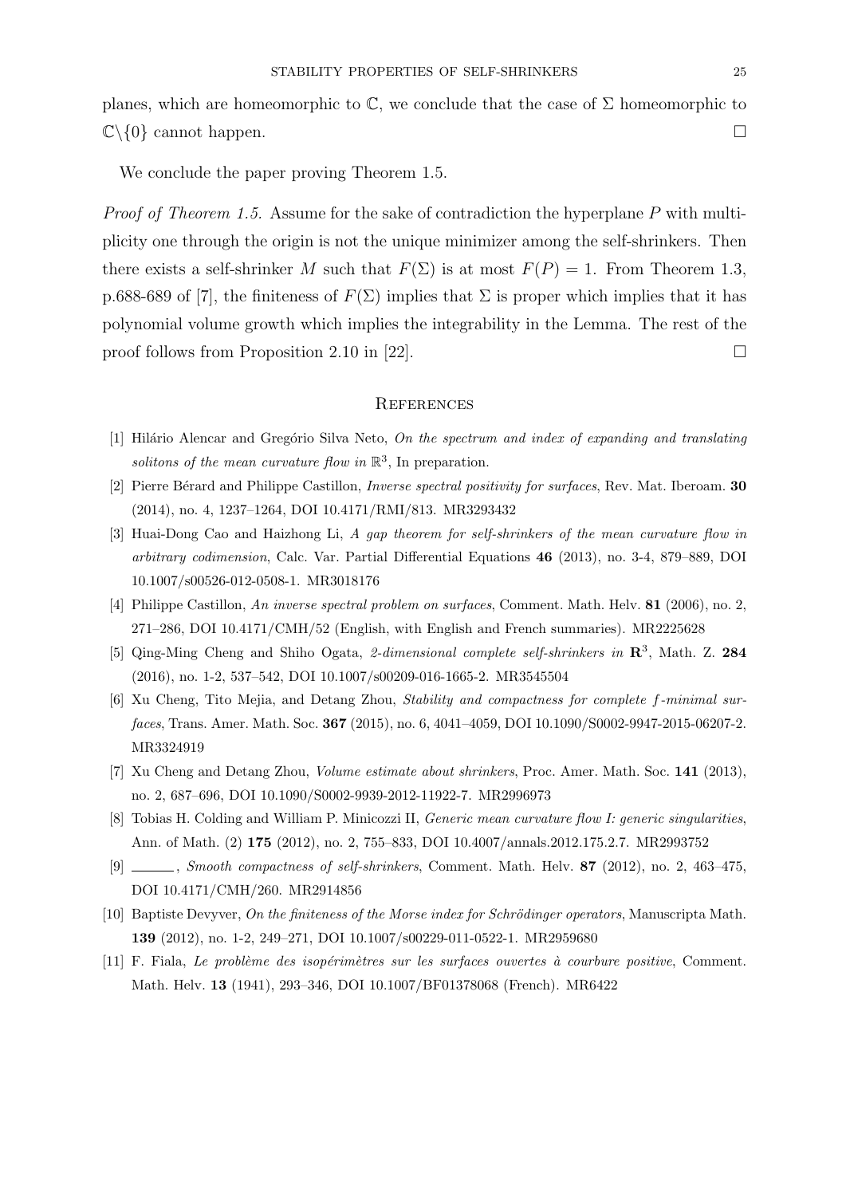planes, which are homeomorphic to $\mathbb{C}$, we conclude that the case of $\Sigma$ homeomorphic to $\mathbb{C}\backslash\{0\}$ cannot happen. □

We conclude the paper proving Theorem 1.5.

*Proof of Theorem 1.5.* Assume for the sake of contradiction the hyperplane $P$ with multiplicity one through the origin is not the unique minimizer among the self-shrinkers. Then there exists a self-shrinker $M$ such that $F(\Sigma)$ is at most $F(P) = 1$. From Theorem 1.3, p.688-689 of [7], the finiteness of $F(\Sigma)$ implies that $\Sigma$ is proper which implies that it has polynomial volume growth which implies the integrability in the Lemma. The rest of the proof follows from Proposition 2.10 in [22]. □

## References

[1] Hilário Alencar and Gregório Silva Neto, *On the spectrum and index of expanding and translating solitons of the mean curvature flow in* $\mathbb{R}^3$, In preparation.

[2] Pierre Bérard and Philippe Castillon, *Inverse spectral positivity for surfaces*, Rev. Mat. Iberoam. **30** (2014), no. 4, 1237–1264, DOI 10.4171/RMI/813. MR3293432

[3] Huai-Dong Cao and Haizhong Li, *A gap theorem for self-shrinkers of the mean curvature flow in arbitrary codimension*, Calc. Var. Partial Differential Equations **46** (2013), no. 3-4, 879–889, DOI 10.1007/s00526-012-0508-1. MR3018176

[4] Philippe Castillon, *An inverse spectral problem on surfaces*, Comment. Math. Helv. **81** (2006), no. 2, 271–286, DOI 10.4171/CMH/52 (English, with English and French summaries). MR2225628

[5] Qing-Ming Cheng and Shiho Ogata, *2-dimensional complete self-shrinkers in* $\mathbf{R}^3$, Math. Z. **284** (2016), no. 1-2, 537–542, DOI 10.1007/s00209-016-1665-2. MR3545504

[6] Xu Cheng, Tito Mejia, and Detang Zhou, *Stability and compactness for complete $f$-minimal surfaces*, Trans. Amer. Math. Soc. **367** (2015), no. 6, 4041–4059, DOI 10.1090/S0002-9947-2015-06207-2. MR3324919

[7] Xu Cheng and Detang Zhou, *Volume estimate about shrinkers*, Proc. Amer. Math. Soc. **141** (2013), no. 2, 687–696, DOI 10.1090/S0002-9939-2012-11922-7. MR2996973

[8] Tobias H. Colding and William P. Minicozzi II, *Generic mean curvature flow I: generic singularities*, Ann. of Math. (2) **175** (2012), no. 2, 755–833, DOI 10.4007/annals.2012.175.2.7. MR2993752

[9] ______, *Smooth compactness of self-shrinkers*, Comment. Math. Helv. **87** (2012), no. 2, 463–475, DOI 10.4171/CMH/260. MR2914856

[10] Baptiste Devyver, *On the finiteness of the Morse index for Schrödinger operators*, Manuscripta Math. **139** (2012), no. 1-2, 249–271, DOI 10.1007/s00229-011-0522-1. MR2959680

[11] F. Fiala, *Le problème des isopérimètres sur les surfaces ouvertes à courbure positive*, Comment. Math. Helv. **13** (1941), 293–346, DOI 10.1007/BF01378068 (French). MR6422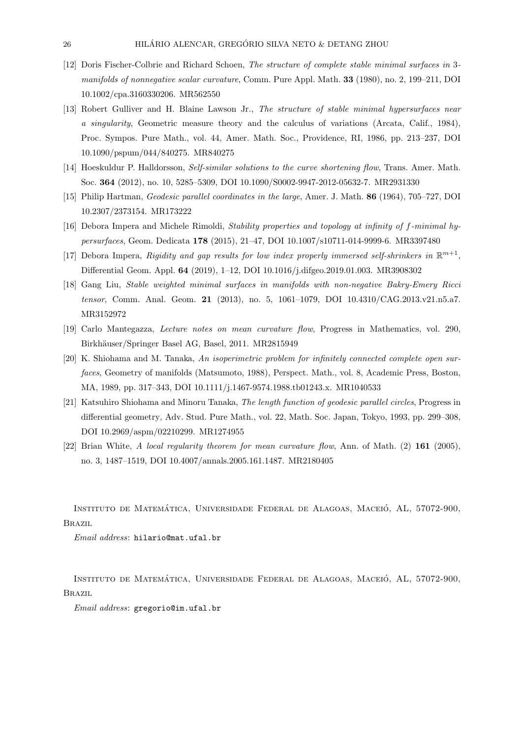[12] Doris Fischer-Colbrie and Richard Schoen, *The structure of complete stable minimal surfaces in* 3*-manifolds of nonnegative scalar curvature*, Comm. Pure Appl. Math. **33** (1980), no. 2, 199–211, DOI 10.1002/cpa.3160330206. MR562550

[13] Robert Gulliver and H. Blaine Lawson Jr., *The structure of stable minimal hypersurfaces near a singularity*, Geometric measure theory and the calculus of variations (Arcata, Calif., 1984), Proc. Sympos. Pure Math., vol. 44, Amer. Math. Soc., Providence, RI, 1986, pp. 213–237, DOI 10.1090/pspum/044/840275. MR840275

[14] Hoeskuldur P. Halldorsson, *Self-similar solutions to the curve shortening flow*, Trans. Amer. Math. Soc. **364** (2012), no. 10, 5285–5309, DOI 10.1090/S0002-9947-2012-05632-7. MR2931330

[15] Philip Hartman, *Geodesic parallel coordinates in the large*, Amer. J. Math. **86** (1964), 705–727, DOI 10.2307/2373154. MR173222

[16] Debora Impera and Michele Rimoldi, *Stability properties and topology at infinity of $f$-minimal hypersurfaces*, Geom. Dedicata **178** (2015), 21–47, DOI 10.1007/s10711-014-9999-6. MR3397480

[17] Debora Impera, *Rigidity and gap results for low index properly immersed self-shrinkers in* $\mathbb{R}^{m+1}$, Differential Geom. Appl. **64** (2019), 1–12, DOI 10.1016/j.difgeo.2019.01.003. MR3908302

[18] Gang Liu, *Stable weighted minimal surfaces in manifolds with non-negative Bakry-Emery Ricci tensor*, Comm. Anal. Geom. **21** (2013), no. 5, 1061–1079, DOI 10.4310/CAG.2013.v21.n5.a7. MR3152972

[19] Carlo Mantegazza, *Lecture notes on mean curvature flow*, Progress in Mathematics, vol. 290, Birkhäuser/Springer Basel AG, Basel, 2011. MR2815949

[20] K. Shiohama and M. Tanaka, *An isoperimetric problem for infinitely connected complete open surfaces*, Geometry of manifolds (Matsumoto, 1988), Perspect. Math., vol. 8, Academic Press, Boston, MA, 1989, pp. 317–343, DOI 10.1111/j.1467-9574.1988.tb01243.x. MR1040533

[21] Katsuhiro Shiohama and Minoru Tanaka, *The length function of geodesic parallel circles*, Progress in differential geometry, Adv. Stud. Pure Math., vol. 22, Math. Soc. Japan, Tokyo, 1993, pp. 299–308, DOI 10.2969/aspm/02210299. MR1274955

[22] Brian White, *A local regularity theorem for mean curvature flow*, Ann. of Math. (2) **161** (2005), no. 3, 1487–1519, DOI 10.4007/annals.2005.161.1487. MR2180405

Instituto de Matemática, Universidade Federal de Alagoas, Maceió, AL, 57072-900, Brazil

*Email address*: hilario@mat.ufal.br

Instituto de Matemática, Universidade Federal de Alagoas, Maceió, AL, 57072-900, Brazil

*Email address*: gregorio@im.ufal.br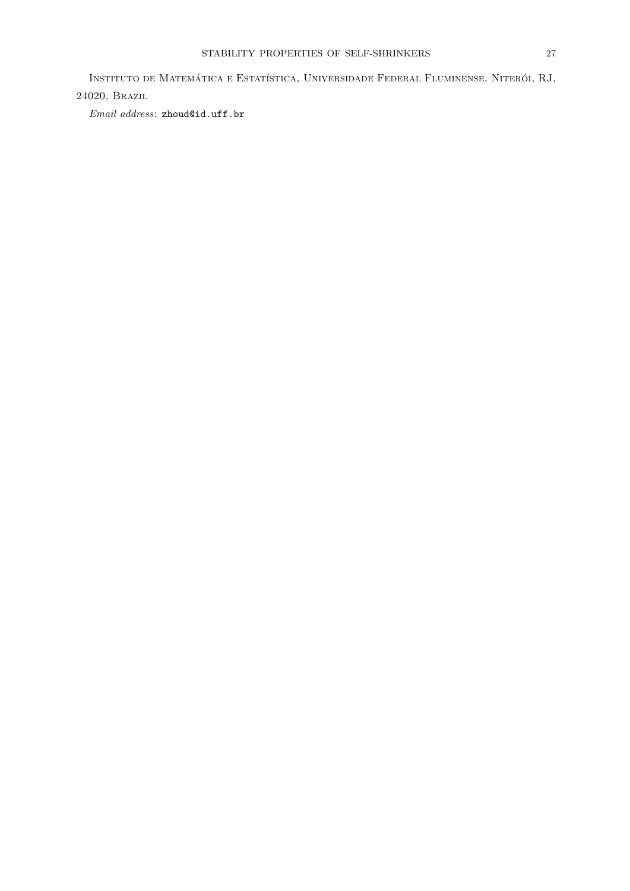Instituto de Matemática e Estatística, Universidade Federal Fluminense, Niterói, RJ, 24020, Brazil

*Email address*: zhoud@id.uff.br